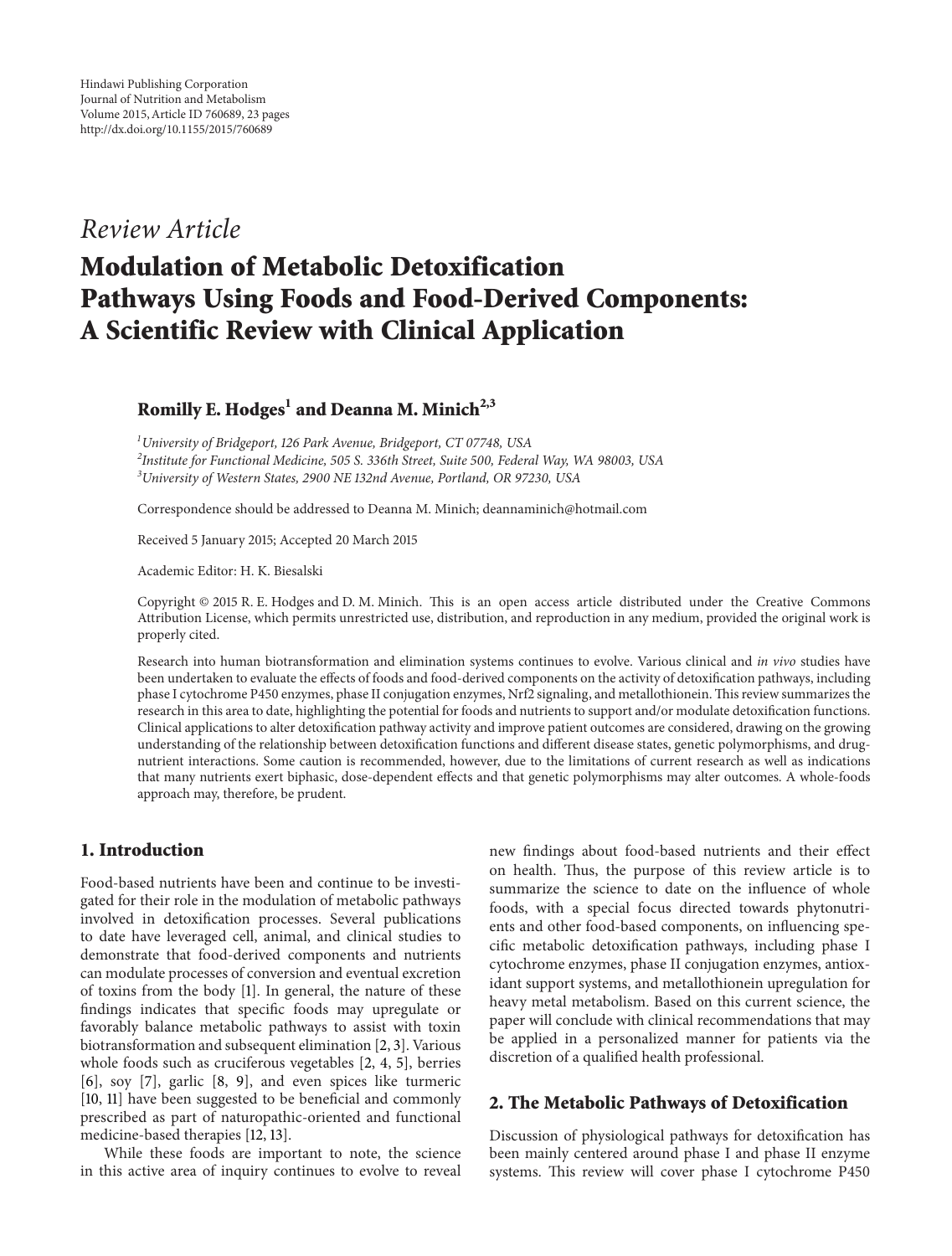Hindawi Publishing Corporation
Journal of Nutrition and Metabolism
Volume 2015, Article ID 760689, 23 pages
http://dx.doi.org/10.1155/2015/760689

*Review Article*

# Modulation of Metabolic Detoxification Pathways Using Foods and Food-Derived Components: A Scientific Review with Clinical Application

**Romilly E. Hodges[1] and Deanna M. Minich[2,3]**

[1] *University of Bridgeport, 126 Park Avenue, Bridgeport, CT 07748, USA*
[2] *Institute for Functional Medicine, 505 S. 336th Street, Suite 500, Federal Way, WA 98003, USA*
[3] *University of Western States, 2900 NE 132nd Avenue, Portland, OR 97230, USA*

Correspondence should be addressed to Deanna M. Minich; deannaminich@hotmail.com

Received 5 January 2015; Accepted 20 March 2015

Academic Editor: H. K. Biesalski

Copyright © 2015 R. E. Hodges and D. M. Minich. This is an open access article distributed under the Creative Commons Attribution License, which permits unrestricted use, distribution, and reproduction in any medium, provided the original work is properly cited.

Research into human biotransformation and elimination systems continues to evolve. Various clinical and *in vivo* studies have been undertaken to evaluate the effects of foods and food-derived components on the activity of detoxification pathways, including phase I cytochrome P450 enzymes, phase II conjugation enzymes, Nrf2 signaling, and metallothionein. This review summarizes the research in this area to date, highlighting the potential for foods and nutrients to support and/or modulate detoxification functions. Clinical applications to alter detoxification pathway activity and improve patient outcomes are considered, drawing on the growing understanding of the relationship between detoxification functions and different disease states, genetic polymorphisms, and drug-nutrient interactions. Some caution is recommended, however, due to the limitations of current research as well as indications that many nutrients exert biphasic, dose-dependent effects and that genetic polymorphisms may alter outcomes. A whole-foods approach may, therefore, be prudent.

## 1. Introduction

Food-based nutrients have been and continue to be investigated for their role in the modulation of metabolic pathways involved in detoxification processes. Several publications to date have leveraged cell, animal, and clinical studies to demonstrate that food-derived components and nutrients can modulate processes of conversion and eventual excretion of toxins from the body [1]. In general, the nature of these findings indicates that specific foods may upregulate or favorably balance metabolic pathways to assist with toxin biotransformation and subsequent elimination [2, 3]. Various whole foods such as cruciferous vegetables [2, 4, 5], berries [6], soy [7], garlic [8, 9], and even spices like turmeric [10, 11] have been suggested to be beneficial and commonly prescribed as part of naturopathic-oriented and functional medicine-based therapies [12, 13].

While these foods are important to note, the science in this active area of inquiry continues to evolve to reveal new findings about food-based nutrients and their effect on health. Thus, the purpose of this review article is to summarize the science to date on the influence of whole foods, with a special focus directed towards phytonutrients and other food-based components, on influencing specific metabolic detoxification pathways, including phase I cytochrome enzymes, phase II conjugation enzymes, antioxidant support systems, and metallothionein upregulation for heavy metal metabolism. Based on this current science, the paper will conclude with clinical recommendations that may be applied in a personalized manner for patients via the discretion of a qualified health professional.

## 2. The Metabolic Pathways of Detoxification

Discussion of physiological pathways for detoxification has been mainly centered around phase I and phase II enzyme systems. This review will cover phase I cytochrome P450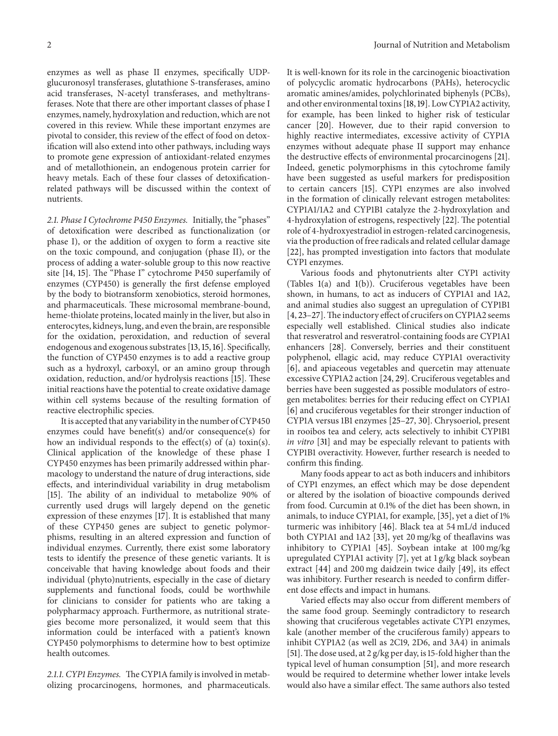enzymes as well as phase II enzymes, specifically UDP-glucuronosyl transferases, glutathione S-transferases, amino acid transferases, N-acetyl transferases, and methyltransferases. Note that there are other important classes of phase I enzymes, namely, hydroxylation and reduction, which are not covered in this review. While these important enzymes are pivotal to consider, this review of the effect of food on detoxification will also extend into other pathways, including ways to promote gene expression of antioxidant-related enzymes and of metallothionein, an endogenous protein carrier for heavy metals. Each of these four classes of detoxification-related pathways will be discussed within the context of nutrients.

*2.1. Phase I Cytochrome P450 Enzymes.* Initially, the "phases" of detoxification were described as functionalization (or phase I), or the addition of oxygen to form a reactive site on the toxic compound, and conjugation (phase II), or the process of adding a water-soluble group to this now reactive site [14, 15]. The "Phase I" cytochrome P450 superfamily of enzymes (CYP450) is generally the first defense employed by the body to biotransform xenobiotics, steroid hormones, and pharmaceuticals. These microsomal membrane-bound, heme-thiolate proteins, located mainly in the liver, but also in enterocytes, kidneys, lung, and even the brain, are responsible for the oxidation, peroxidation, and reduction of several endogenous and exogenous substrates [13, 15, 16]. Specifically, the function of CYP450 enzymes is to add a reactive group such as a hydroxyl, carboxyl, or an amino group through oxidation, reduction, and/or hydrolysis reactions [15]. These initial reactions have the potential to create oxidative damage within cell systems because of the resulting formation of reactive electrophilic species.

It is accepted that any variability in the number of CYP450 enzymes could have benefit(s) and/or consequence(s) for how an individual responds to the effect(s) of (a) toxin(s). Clinical application of the knowledge of these phase I CYP450 enzymes has been primarily addressed within pharmacology to understand the nature of drug interactions, side effects, and interindividual variability in drug metabolism [15]. The ability of an individual to metabolize 90% of currently used drugs will largely depend on the genetic expression of these enzymes [17]. It is established that many of these CYP450 genes are subject to genetic polymorphisms, resulting in an altered expression and function of individual enzymes. Currently, there exist some laboratory tests to identify the presence of these genetic variants. It is conceivable that having knowledge about foods and their individual (phyto)nutrients, especially in the case of dietary supplements and functional foods, could be worthwhile for clinicians to consider for patients who are taking a polypharmacy approach. Furthermore, as nutritional strategies become more personalized, it would seem that this information could be interfaced with a patient's known CYP450 polymorphisms to determine how to best optimize health outcomes.

*2.1.1. CYP1 Enzymes.* The CYP1A family is involved in metabolizing procarcinogens, hormones, and pharmaceuticals. It is well-known for its role in the carcinogenic bioactivation of polycyclic aromatic hydrocarbons (PAHs), heterocyclic aromatic amines/amides, polychlorinated biphenyls (PCBs), and other environmental toxins [18, 19]. Low CYP1A2 activity, for example, has been linked to higher risk of testicular cancer [20]. However, due to their rapid conversion to highly reactive intermediates, excessive activity of CYP1A enzymes without adequate phase II support may enhance the destructive effects of environmental procarcinogens [21]. Indeed, genetic polymorphisms in this cytochrome family have been suggested as useful markers for predisposition to certain cancers [15]. CYP1 enzymes are also involved in the formation of clinically relevant estrogen metabolites: CYP1A1/1A2 and CYP1B1 catalyze the 2-hydroxylation and 4-hydroxylation of estrogens, respectively [22]. The potential role of 4-hydroxyestradiol in estrogen-related carcinogenesis, via the production of free radicals and related cellular damage [22], has prompted investigation into factors that modulate CYP1 enzymes.

Various foods and phytonutrients alter CYP1 activity (Tables 1(a) and 1(b)). Cruciferous vegetables have been shown, in humans, to act as inducers of CYP1A1 and 1A2, and animal studies also suggest an upregulation of CYP1B1 [4, 23–27]. The inductory effect of crucifers on CYP1A2 seems especially well established. Clinical studies also indicate that resveratrol and resveratrol-containing foods are CYP1A1 enhancers [28]. Conversely, berries and their constituent polyphenol, ellagic acid, may reduce CYP1A1 overactivity [6], and apiaceous vegetables and quercetin may attenuate excessive CYP1A2 action [24, 29]. Cruciferous vegetables and berries have been suggested as possible modulators of estrogen metabolites: berries for their reducing effect on CYP1A1 [6] and cruciferous vegetables for their stronger induction of CYP1A versus 1B1 enzymes [25–27, 30]. Chrysoeriol, present in rooibos tea and celery, acts selectively to inhibit CYP1B1 *in vitro* [31] and may be especially relevant to patients with CYP1B1 overactivity. However, further research is needed to confirm this finding.

Many foods appear to act as both inducers and inhibitors of CYP1 enzymes, an effect which may be dose dependent or altered by the isolation of bioactive compounds derived from food. Curcumin at 0.1% of the diet has been shown, in animals, to induce CYP1A1, for example, [35], yet a diet of 1% turmeric was inhibitory [46]. Black tea at 54 mL/d induced both CYP1A1 and 1A2 [33], yet 20 mg/kg of theaflavins was inhibitory to CYP1A1 [45]. Soybean intake at 100 mg/kg upregulated CYP1A1 activity [7], yet at 1 g/kg black soybean extract [44] and 200 mg daidzein twice daily [49], its effect was inhibitory. Further research is needed to confirm different dose effects and impact in humans.

Varied effects may also occur from different members of the same food group. Seemingly contradictory to research showing that cruciferous vegetables activate CYP1 enzymes, kale (another member of the cruciferous family) appears to inhibit CYP1A2 (as well as 2C19, 2D6, and 3A4) in animals [51]. The dose used, at 2 g/kg per day, is 15-fold higher than the typical level of human consumption [51], and more research would be required to determine whether lower intake levels would also have a similar effect. The same authors also tested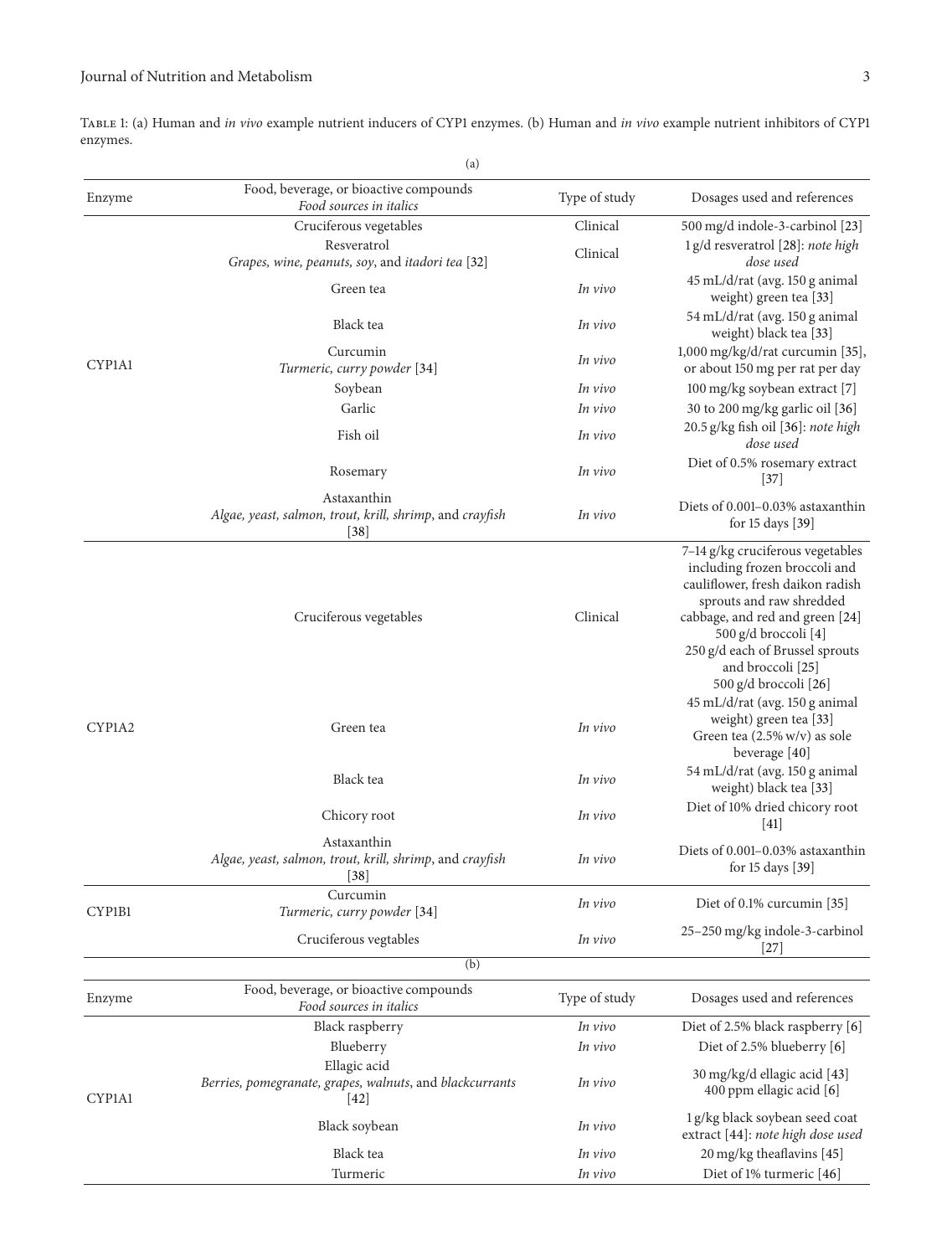Table 1: (a) Human and *in vivo* example nutrient inducers of CYP1 enzymes. (b) Human and *in vivo* example nutrient inhibitors of CYP1 enzymes.

(a)

| Enzyme | Food, beverage, or bioactive compounds *Food sources in italics* | Type of study | Dosages used and references |
|---|---|---|---|
| CYP1A1 | Cruciferous vegetables | Clinical | 500 mg/d indole-3-carbinol [23] |
| | Resveratrol *Grapes, wine, peanuts, soy*, and *itadori tea* [32] | Clinical | 1 g/d resveratrol [28]: *note high dose used* |
| | Green tea | *In vivo* | 45 mL/d/rat (avg. 150 g animal weight) green tea [33] |
| | Black tea | *In vivo* | 54 mL/d/rat (avg. 150 g animal weight) black tea [33] |
| | Curcumin *Turmeric, curry powder* [34] | *In vivo* | 1,000 mg/kg/d/rat curcumin [35], or about 150 mg per rat per day |
| | Soybean | *In vivo* | 100 mg/kg soybean extract [7] |
| | Garlic | *In vivo* | 30 to 200 mg/kg garlic oil [36] |
| | Fish oil | *In vivo* | 20.5 g/kg fish oil [36]: *note high dose used* |
| | Rosemary | *In vivo* | Diet of 0.5% rosemary extract [37] |
| | Astaxanthin *Algae, yeast, salmon, trout, krill, shrimp*, and *crayfish* [38] | *In vivo* | Diets of 0.001–0.03% astaxanthin for 15 days [39] |
| CYP1A2 | Cruciferous vegetables | Clinical | 7–14 g/kg cruciferous vegetables including frozen broccoli and cauliflower, fresh daikon radish sprouts and raw shredded cabbage, and red and green [24] 500 g/d broccoli [4] 250 g/d each of Brussel sprouts and broccoli [25] 500 g/d broccoli [26] |
| | Green tea | *In vivo* | 45 mL/d/rat (avg. 150 g animal weight) green tea [33] Green tea (2.5% w/v) as sole beverage [40] |
| | Black tea | *In vivo* | 54 mL/d/rat (avg. 150 g animal weight) black tea [33] |
| | Chicory root | *In vivo* | Diet of 10% dried chicory root [41] |
| | Astaxanthin *Algae, yeast, salmon, trout, krill, shrimp*, and *crayfish* [38] | *In vivo* | Diets of 0.001–0.03% astaxanthin for 15 days [39] |
| CYP1B1 | Curcumin *Turmeric, curry powder* [34] | *In vivo* | Diet of 0.1% curcumin [35] |
| | Cruciferous vegtables | *In vivo* | 25–250 mg/kg indole-3-carbinol [27] |

(b)

| Enzyme | Food, beverage, or bioactive compounds *Food sources in italics* | Type of study | Dosages used and references |
|---|---|---|---|
| CYP1A1 | Black raspberry | *In vivo* | Diet of 2.5% black raspberry [6] |
| | Blueberry | *In vivo* | Diet of 2.5% blueberry [6] |
| | Ellagic acid *Berries, pomegranate, grapes, walnuts*, and *blackcurrants* [42] | *In vivo* | 30 mg/kg/d ellagic acid [43] 400 ppm ellagic acid [6] |
| | Black soybean | *In vivo* | 1 g/kg black soybean seed coat extract [44]: *note high dose used* |
| | Black tea | *In vivo* | 20 mg/kg theaflavins [45] |
| | Turmeric | *In vivo* | Diet of 1% turmeric [46] |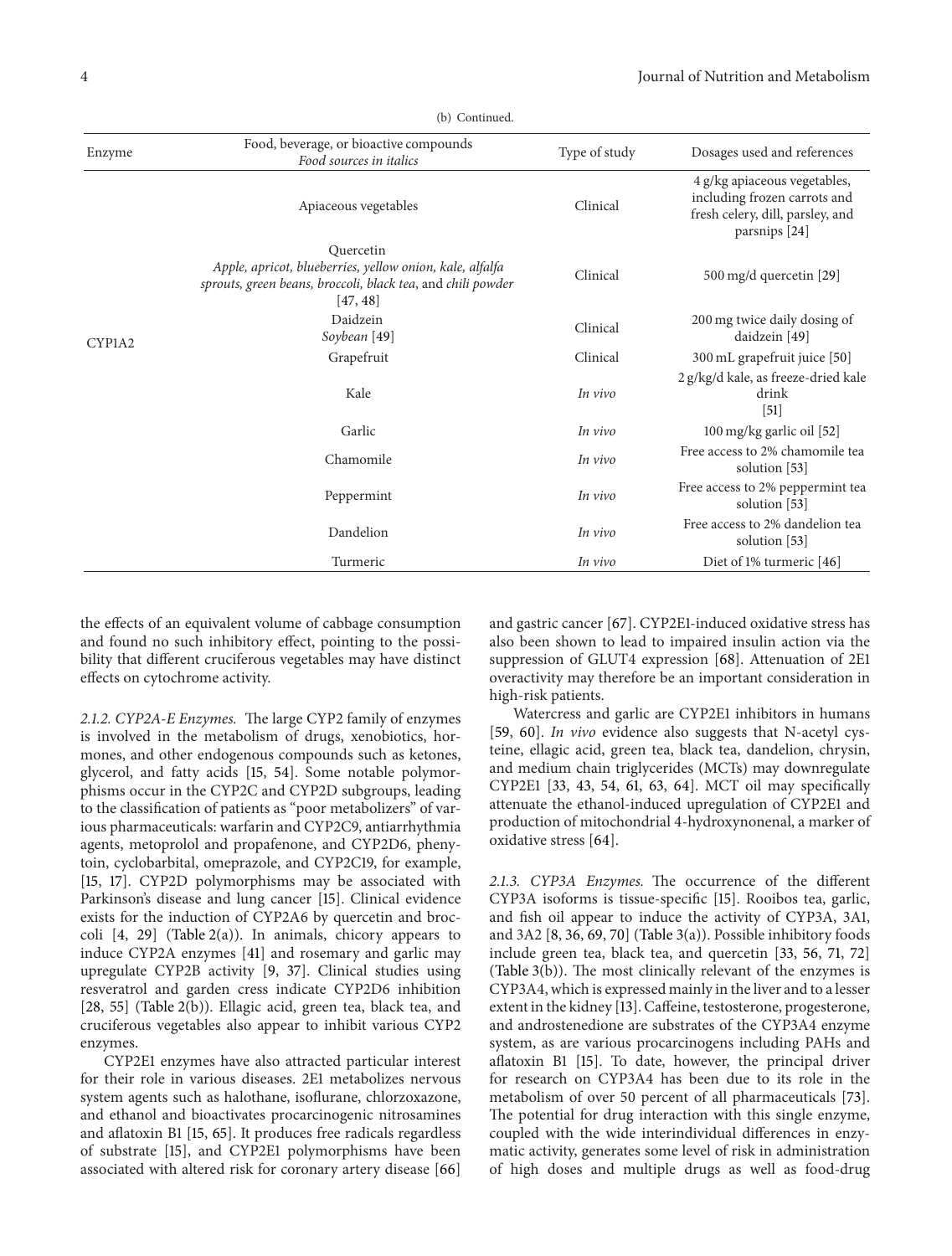(b) Continued.

| Enzyme | Food, beverage, or bioactive compounds<br>*Food sources in italics* | Type of study | Dosages used and references |
|---|---|---|---|
| CYP1A2 | Apiaceous vegetables | Clinical | 4 g/kg apiaceous vegetables, including frozen carrots and fresh celery, dill, parsley, and parsnips [24] |
| | Quercetin<br>*Apple, apricot, blueberries, yellow onion, kale, alfalfa sprouts, green beans, broccoli, black tea,* and *chili powder* [47, 48] | Clinical | 500 mg/d quercetin [29] |
| | Daidzein<br>*Soybean* [49] | Clinical | 200 mg twice daily dosing of daidzein [49] |
| | Grapefruit | Clinical | 300 mL grapefruit juice [50] |
| | Kale | *In vivo* | 2 g/kg/d kale, as freeze-dried kale drink [51] |
| | Garlic | *In vivo* | 100 mg/kg garlic oil [52] |
| | Chamomile | *In vivo* | Free access to 2% chamomile tea solution [53] |
| | Peppermint | *In vivo* | Free access to 2% peppermint tea solution [53] |
| | Dandelion | *In vivo* | Free access to 2% dandelion tea solution [53] |
| | Turmeric | *In vivo* | Diet of 1% turmeric [46] |

the effects of an equivalent volume of cabbage consumption and found no such inhibitory effect, pointing to the possibility that different cruciferous vegetables may have distinct effects on cytochrome activity.

*2.1.2. CYP2A-E Enzymes.* The large CYP2 family of enzymes is involved in the metabolism of drugs, xenobiotics, hormones, and other endogenous compounds such as ketones, glycerol, and fatty acids [15, 54]. Some notable polymorphisms occur in the CYP2C and CYP2D subgroups, leading to the classification of patients as "poor metabolizers" of various pharmaceuticals: warfarin and CYP2C9, antiarrhythmia agents, metoprolol and propafenone, and CYP2D6, phenytoin, cyclobarbital, omeprazole, and CYP2C19, for example, [15, 17]. CYP2D polymorphisms may be associated with Parkinson's disease and lung cancer [15]. Clinical evidence exists for the induction of CYP2A6 by quercetin and broccoli [4, 29] (Table 2(a)). In animals, chicory appears to induce CYP2A enzymes [41] and rosemary and garlic may upregulate CYP2B activity [9, 37]. Clinical studies using resveratrol and garden cress indicate CYP2D6 inhibition [28, 55] (Table 2(b)). Ellagic acid, green tea, black tea, and cruciferous vegetables also appear to inhibit various CYP2 enzymes.

CYP2E1 enzymes have also attracted particular interest for their role in various diseases. 2E1 metabolizes nervous system agents such as halothane, isoflurane, chlorzoxazone, and ethanol and bioactivates procarcinogenic nitrosamines and aflatoxin B1 [15, 65]. It produces free radicals regardless of substrate [15], and CYP2E1 polymorphisms have been associated with altered risk for coronary artery disease [66] and gastric cancer [67]. CYP2E1-induced oxidative stress has also been shown to lead to impaired insulin action via the suppression of GLUT4 expression [68]. Attenuation of 2E1 overactivity may therefore be an important consideration in high-risk patients.

Watercress and garlic are CYP2E1 inhibitors in humans [59, 60]. *In vivo* evidence also suggests that N-acetyl cysteine, ellagic acid, green tea, black tea, dandelion, chrysin, and medium chain triglycerides (MCTs) may downregulate CYP2E1 [33, 43, 54, 61, 63, 64]. MCT oil may specifically attenuate the ethanol-induced upregulation of CYP2E1 and production of mitochondrial 4-hydroxynonenal, a marker of oxidative stress [64].

*2.1.3. CYP3A Enzymes.* The occurrence of the different CYP3A isoforms is tissue-specific [15]. Rooibos tea, garlic, and fish oil appear to induce the activity of CYP3A, 3A1, and 3A2 [8, 36, 69, 70] (Table 3(a)). Possible inhibitory foods include green tea, black tea, and quercetin [33, 56, 71, 72] (Table 3(b)). The most clinically relevant of the enzymes is CYP3A4, which is expressed mainly in the liver and to a lesser extent in the kidney [13]. Caffeine, testosterone, progesterone, and androstenedione are substrates of the CYP3A4 enzyme system, as are various procarcinogens including PAHs and aflatoxin B1 [15]. To date, however, the principal driver for research on CYP3A4 has been due to its role in the metabolism of over 50 percent of all pharmaceuticals [73]. The potential for drug interaction with this single enzyme, coupled with the wide interindividual differences in enzymatic activity, generates some level of risk in administration of high doses and multiple drugs as well as food-drug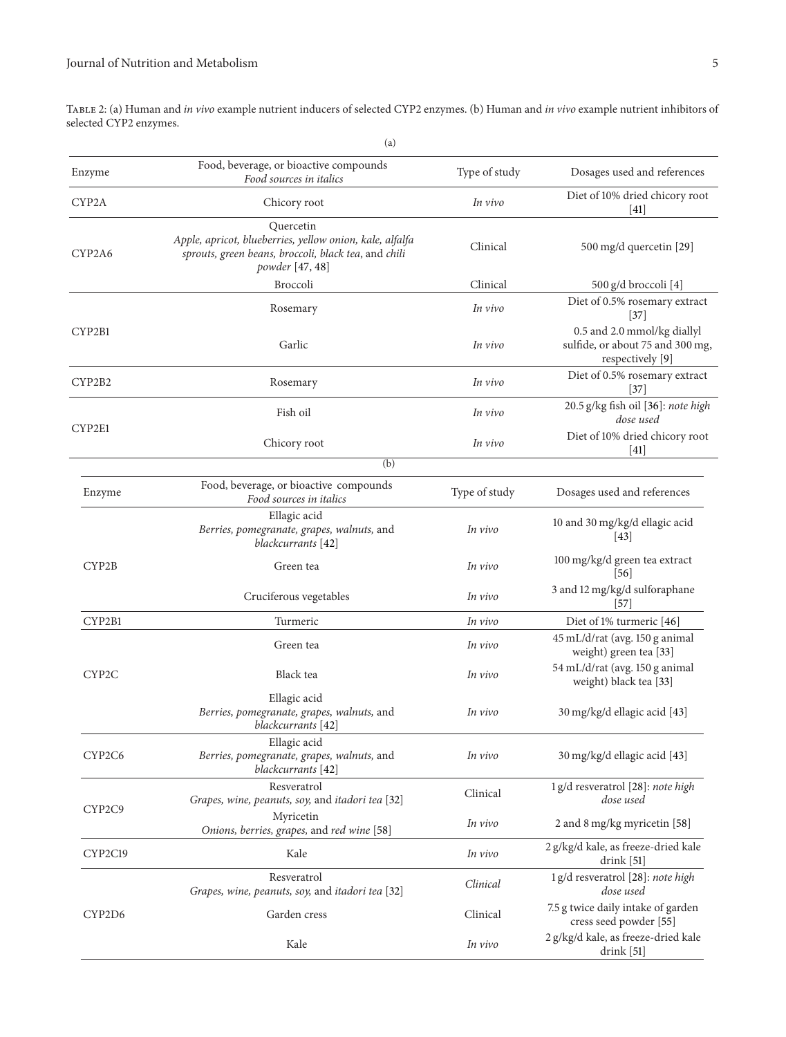Table 2: (a) Human and *in vivo* example nutrient inducers of selected CYP2 enzymes. (b) Human and *in vivo* example nutrient inhibitors of selected CYP2 enzymes.

(a)

| Enzyme | Food, beverage, or bioactive compounds *Food sources in italics* | Type of study | Dosages used and references |
|---|---|---|---|
| CYP2A | Chicory root | *In vivo* | Diet of 10% dried chicory root [41] |
| CYP2A6 | Quercetin *Apple, apricot, blueberries, yellow onion, kale, alfalfa sprouts, green beans, broccoli, black tea*, and *chili powder* [47, 48] | Clinical | 500 mg/d quercetin [29] |
| | Broccoli | Clinical | 500 g/d broccoli [4] |
| CYP2B1 | Rosemary | *In vivo* | Diet of 0.5% rosemary extract [37] |
| | Garlic | *In vivo* | 0.5 and 2.0 mmol/kg diallyl sulfide, or about 75 and 300 mg, respectively [9] |
| CYP2B2 | Rosemary | *In vivo* | Diet of 0.5% rosemary extract [37] |
| CYP2E1 | Fish oil | *In vivo* | 20.5 g/kg fish oil [36]: *note high dose used* |
| | Chicory root | *In vivo* | Diet of 10% dried chicory root [41] |

(b)

| Enzyme | Food, beverage, or bioactive compounds *Food sources in italics* | Type of study | Dosages used and references |
|---|---|---|---|
| CYP2B | Ellagic acid *Berries, pomegranate, grapes, walnuts,* and *blackcurrants* [42] | *In vivo* | 10 and 30 mg/kg/d ellagic acid [43] |
| | Green tea | *In vivo* | 100 mg/kg/d green tea extract [56] |
| | Cruciferous vegetables | *In vivo* | 3 and 12 mg/kg/d sulforaphane [57] |
| CYP2B1 | Turmeric | *In vivo* | Diet of 1% turmeric [46] |
| CYP2C | Green tea | *In vivo* | 45 mL/d/rat (avg. 150 g animal weight) green tea [33] |
| | Black tea | *In vivo* | 54 mL/d/rat (avg. 150 g animal weight) black tea [33] |
| | Ellagic acid *Berries, pomegranate, grapes, walnuts,* and *blackcurrants* [42] | *In vivo* | 30 mg/kg/d ellagic acid [43] |
| CYP2C6 | Ellagic acid *Berries, pomegranate, grapes, walnuts,* and *blackcurrants* [42] | *In vivo* | 30 mg/kg/d ellagic acid [43] |
| CYP2C9 | Resveratrol *Grapes, wine, peanuts, soy,* and *itadori tea* [32] | Clinical | 1 g/d resveratrol [28]: *note high dose used* |
| | Myricetin *Onions, berries, grapes,* and *red wine* [58] | *In vivo* | 2 and 8 mg/kg myricetin [58] |
| CYP2C19 | Kale | *In vivo* | 2 g/kg/d kale, as freeze-dried kale drink [51] |
| CYP2D6 | Resveratrol *Grapes, wine, peanuts, soy,* and *itadori tea* [32] | *Clinical* | 1 g/d resveratrol [28]: *note high dose used* |
| | Garden cress | Clinical | 7.5 g twice daily intake of garden cress seed powder [55] |
| | Kale | *In vivo* | 2 g/kg/d kale, as freeze-dried kale drink [51] |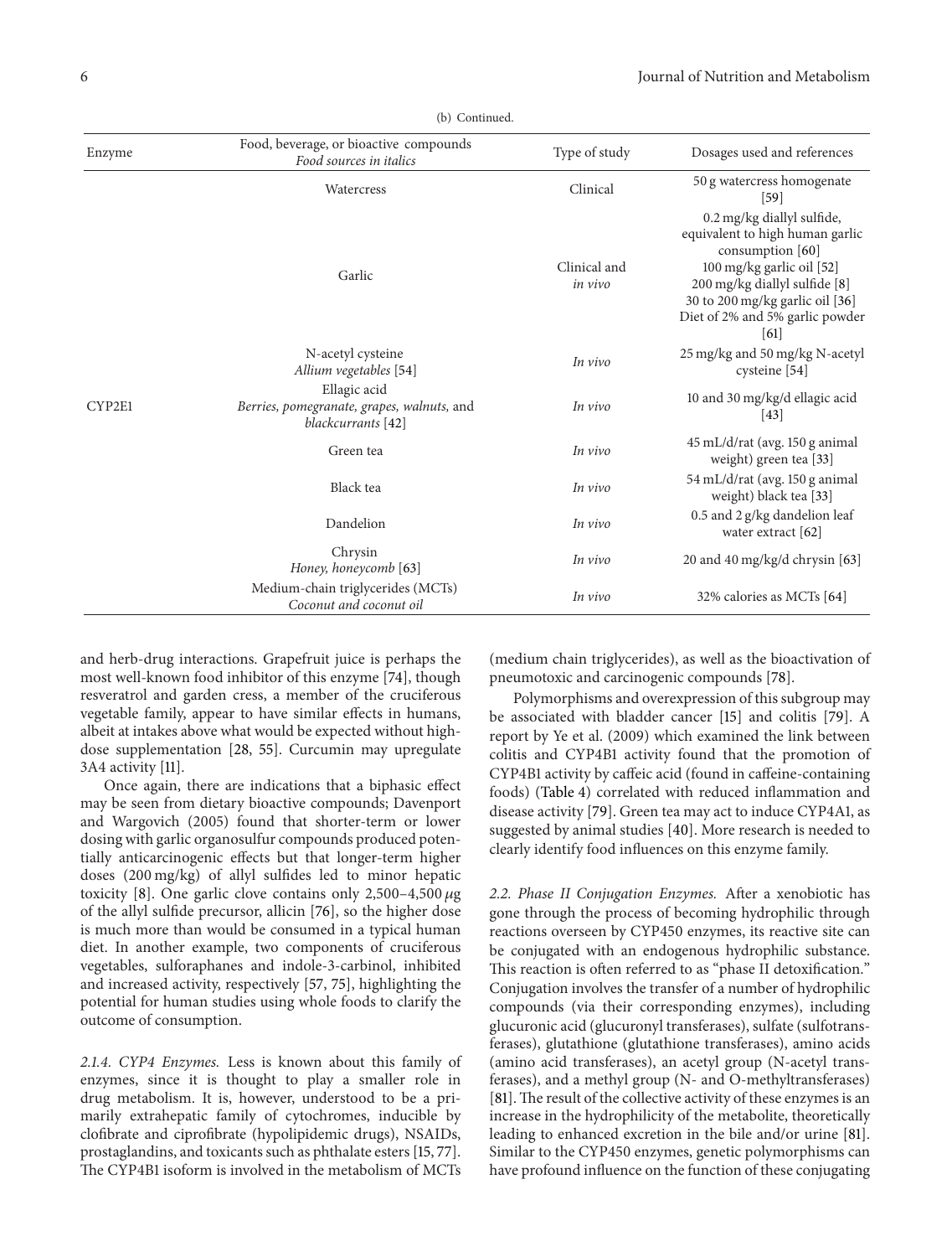(b) Continued.

| Enzyme | Food, beverage, or bioactive compounds *Food sources in italics* | Type of study | Dosages used and references |
|---|---|---|---|
| CYP2E1 | Watercress | Clinical | 50 g watercress homogenate [59] |
| | Garlic | Clinical and *in vivo* | 0.2 mg/kg diallyl sulfide, equivalent to high human garlic consumption [60] 100 mg/kg garlic oil [52] 200 mg/kg diallyl sulfide [8] 30 to 200 mg/kg garlic oil [36] Diet of 2% and 5% garlic powder [61] |
| | N-acetyl cysteine *Allium vegetables* [54] | *In vivo* | 25 mg/kg and 50 mg/kg N-acetyl cysteine [54] |
| | Ellagic acid *Berries, pomegranate, grapes, walnuts,* and *blackcurrants* [42] | *In vivo* | 10 and 30 mg/kg/d ellagic acid [43] |
| | Green tea | *In vivo* | 45 mL/d/rat (avg. 150 g animal weight) green tea [33] |
| | Black tea | *In vivo* | 54 mL/d/rat (avg. 150 g animal weight) black tea [33] |
| | Dandelion | *In vivo* | 0.5 and 2 g/kg dandelion leaf water extract [62] |
| | Chrysin *Honey, honeycomb* [63] | *In vivo* | 20 and 40 mg/kg/d chrysin [63] |
| | Medium-chain triglycerides (MCTs) *Coconut and coconut oil* | *In vivo* | 32% calories as MCTs [64] |

and herb-drug interactions. Grapefruit juice is perhaps the most well-known food inhibitor of this enzyme [74], though resveratrol and garden cress, a member of the cruciferous vegetable family, appear to have similar effects in humans, albeit at intakes above what would be expected without high-dose supplementation [28, 55]. Curcumin may upregulate 3A4 activity [11].

Once again, there are indications that a biphasic effect may be seen from dietary bioactive compounds; Davenport and Wargovich (2005) found that shorter-term or lower dosing with garlic organosulfur compounds produced potentially anticarcinogenic effects but that longer-term higher doses (200 mg/kg) of allyl sulfides led to minor hepatic toxicity [8]. One garlic clove contains only 2,500–4,500 $\mu$g of the allyl sulfide precursor, allicin [76], so the higher dose is much more than would be consumed in a typical human diet. In another example, two components of cruciferous vegetables, sulforaphanes and indole-3-carbinol, inhibited and increased activity, respectively [57, 75], highlighting the potential for human studies using whole foods to clarify the outcome of consumption.

*2.1.4. CYP4 Enzymes.* Less is known about this family of enzymes, since it is thought to play a smaller role in drug metabolism. It is, however, understood to be a primarily extrahepatic family of cytochromes, inducible by clofibrate and ciprofibrate (hypolipidemic drugs), NSAIDs, prostaglandins, and toxicants such as phthalate esters [15, 77]. The CYP4B1 isoform is involved in the metabolism of MCTs (medium chain triglycerides), as well as the bioactivation of pneumotoxic and carcinogenic compounds [78].

Polymorphisms and overexpression of this subgroup may be associated with bladder cancer [15] and colitis [79]. A report by Ye et al. (2009) which examined the link between colitis and CYP4B1 activity found that the promotion of CYP4B1 activity by caffeic acid (found in caffeine-containing foods) (Table 4) correlated with reduced inflammation and disease activity [79]. Green tea may act to induce CYP4A1, as suggested by animal studies [40]. More research is needed to clearly identify food influences on this enzyme family.

*2.2. Phase II Conjugation Enzymes.* After a xenobiotic has gone through the process of becoming hydrophilic through reactions overseen by CYP450 enzymes, its reactive site can be conjugated with an endogenous hydrophilic substance. This reaction is often referred to as "phase II detoxification." Conjugation involves the transfer of a number of hydrophilic compounds (via their corresponding enzymes), including glucuronic acid (glucuronyl transferases), sulfate (sulfotransferases), glutathione (glutathione transferases), amino acids (amino acid transferases), an acetyl group (N-acetyl transferases), and a methyl group (N- and O-methyltransferases) [81]. The result of the collective activity of these enzymes is an increase in the hydrophilicity of the metabolite, theoretically leading to enhanced excretion in the bile and/or urine [81]. Similar to the CYP450 enzymes, genetic polymorphisms can have profound influence on the function of these conjugating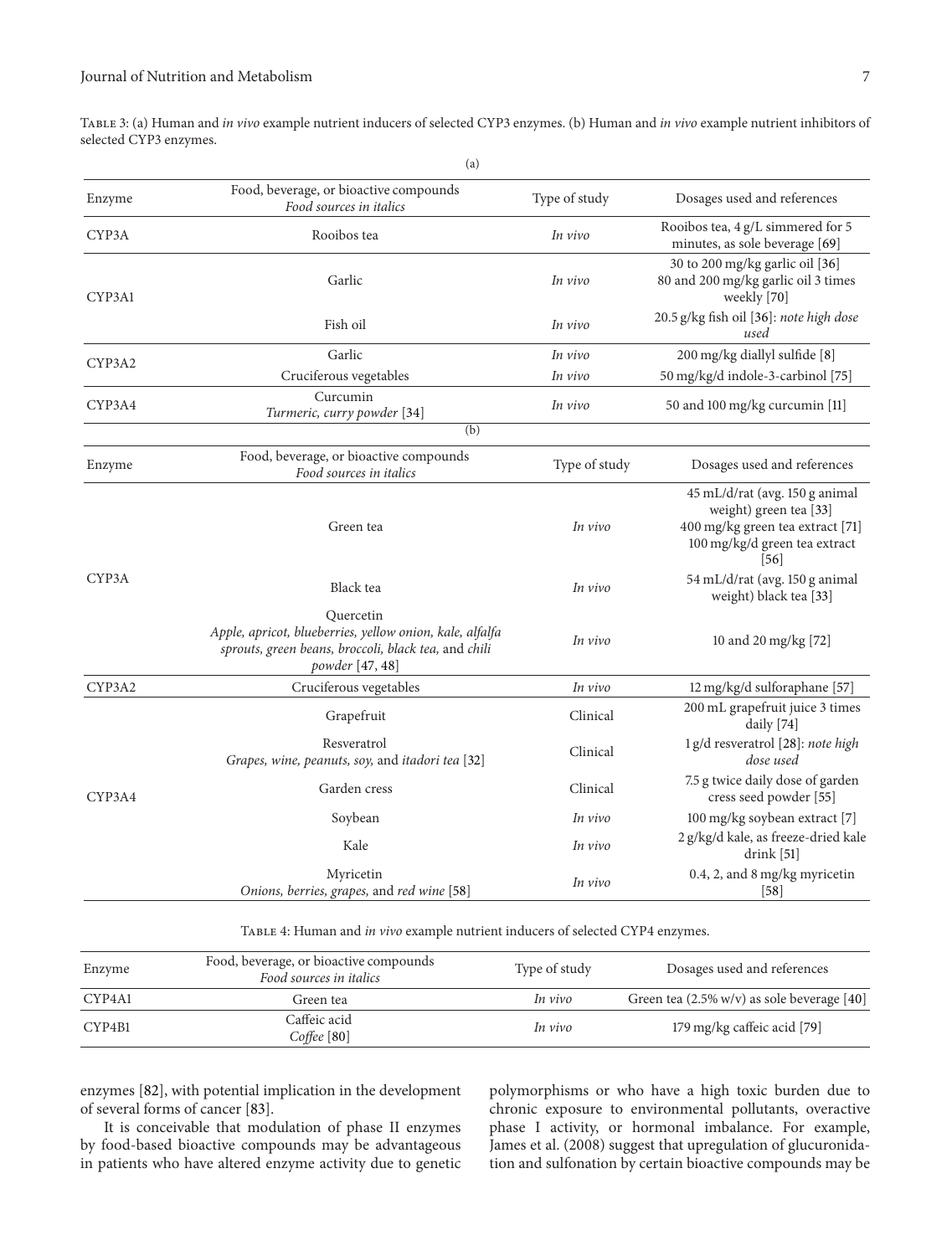Table 3: (a) Human and *in vivo* example nutrient inducers of selected CYP3 enzymes. (b) Human and *in vivo* example nutrient inhibitors of selected CYP3 enzymes.

(a)

| Enzyme | Food, beverage, or bioactive compounds *Food sources in italics* | Type of study | Dosages used and references |
|---|---|---|---|
| CYP3A | Rooibos tea | *In vivo* | Rooibos tea, 4 g/L simmered for 5 minutes, as sole beverage [69] |
| CYP3A1 | Garlic | *In vivo* | 30 to 200 mg/kg garlic oil [36] 80 and 200 mg/kg garlic oil 3 times weekly [70] |
| | Fish oil | *In vivo* | 20.5 g/kg fish oil [36]: *note high dose used* |
| CYP3A2 | Garlic | *In vivo* | 200 mg/kg diallyl sulfide [8] |
| | Cruciferous vegetables | *In vivo* | 50 mg/kg/d indole-3-carbinol [75] |
| CYP3A4 | Curcumin *Turmeric, curry powder* [34] | *In vivo* | 50 and 100 mg/kg curcumin [11] |

(b)

| Enzyme | Food, beverage, or bioactive compounds *Food sources in italics* | Type of study | Dosages used and references |
|---|---|---|---|
| CYP3A | Green tea | *In vivo* | 45 mL/d/rat (avg. 150 g animal weight) green tea [33] 400 mg/kg green tea extract [71] 100 mg/kg/d green tea extract [56] |
| | Black tea | *In vivo* | 54 mL/d/rat (avg. 150 g animal weight) black tea [33] |
| | Quercetin *Apple, apricot, blueberries, yellow onion, kale, alfalfa sprouts, green beans, broccoli, black tea,* and *chili powder* [47, 48] | *In vivo* | 10 and 20 mg/kg [72] |
| CYP3A2 | Cruciferous vegetables | *In vivo* | 12 mg/kg/d sulforaphane [57] |
| CYP3A4 | Grapefruit | Clinical | 200 mL grapefruit juice 3 times daily [74] |
| | Resveratrol *Grapes, wine, peanuts, soy,* and *itadori tea* [32] | Clinical | 1 g/d resveratrol [28]: *note high dose used* |
| | Garden cress | Clinical | 7.5 g twice daily dose of garden cress seed powder [55] |
| | Soybean | *In vivo* | 100 mg/kg soybean extract [7] |
| | Kale | *In vivo* | 2 g/kg/d kale, as freeze-dried kale drink [51] |
| | Myricetin *Onions, berries, grapes,* and *red wine* [58] | *In vivo* | 0.4, 2, and 8 mg/kg myricetin [58] |

Table 4: Human and *in vivo* example nutrient inducers of selected CYP4 enzymes.

| Enzyme | Food, beverage, or bioactive compounds *Food sources in italics* | Type of study | Dosages used and references |
|---|---|---|---|
| CYP4A1 | Green tea | *In vivo* | Green tea (2.5% w/v) as sole beverage [40] |
| CYP4B1 | Caffeic acid *Coffee* [80] | *In vivo* | 179 mg/kg caffeic acid [79] |

enzymes [82], with potential implication in the development of several forms of cancer [83].

It is conceivable that modulation of phase II enzymes by food-based bioactive compounds may be advantageous in patients who have altered enzyme activity due to genetic polymorphisms or who have a high toxic burden due to chronic exposure to environmental pollutants, overactive phase I activity, or hormonal imbalance. For example, James et al. (2008) suggest that upregulation of glucuronidation and sulfonation by certain bioactive compounds may be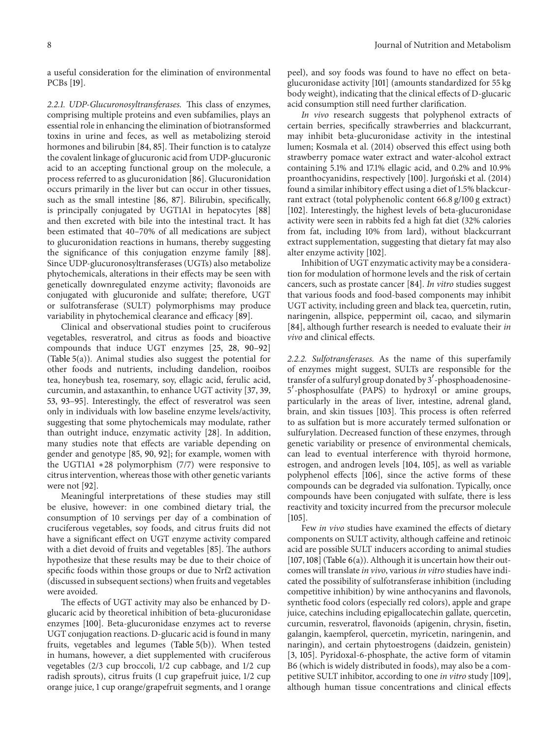a useful consideration for the elimination of environmental PCBs [19].

*2.2.1. UDP-Glucuronosyltransferases.* This class of enzymes, comprising multiple proteins and even subfamilies, plays an essential role in enhancing the elimination of biotransformed toxins in urine and feces, as well as metabolizing steroid hormones and bilirubin [84, 85]. Their function is to catalyze the covalent linkage of glucuronic acid from UDP-glucuronic acid to an accepting functional group on the molecule, a process referred to as glucuronidation [86]. Glucuronidation occurs primarily in the liver but can occur in other tissues, such as the small intestine [86, 87]. Bilirubin, specifically, is principally conjugated by UGT1A1 in hepatocytes [88] and then excreted with bile into the intestinal tract. It has been estimated that 40–70% of all medications are subject to glucuronidation reactions in humans, thereby suggesting the significance of this conjugation enzyme family [88]. Since UDP-glucuronosyltransferases (UGTs) also metabolize phytochemicals, alterations in their effects may be seen with genetically downregulated enzyme activity; flavonoids are conjugated with glucuronide and sulfate; therefore, UGT or sulfotransferase (SULT) polymorphisms may produce variability in phytochemical clearance and efficacy [89].

Clinical and observational studies point to cruciferous vegetables, resveratrol, and citrus as foods and bioactive compounds that induce UGT enzymes [25, 28, 90–92] (Table 5(a)). Animal studies also suggest the potential for other foods and nutrients, including dandelion, rooibos tea, honeybush tea, rosemary, soy, ellagic acid, ferulic acid, curcumin, and astaxanthin, to enhance UGT activity [37, 39, 53, 93–95]. Interestingly, the effect of resveratrol was seen only in individuals with low baseline enzyme levels/activity, suggesting that some phytochemicals may modulate, rather than outright induce, enzymatic activity [28]. In addition, many studies note that effects are variable depending on gender and genotype [85, 90, 92]; for example, women with the UGT1A1 ∗28 polymorphism (7/7) were responsive to citrus intervention, whereas those with other genetic variants were not [92].

Meaningful interpretations of these studies may still be elusive, however: in one combined dietary trial, the consumption of 10 servings per day of a combination of cruciferous vegetables, soy foods, and citrus fruits did not have a significant effect on UGT enzyme activity compared with a diet devoid of fruits and vegetables [85]. The authors hypothesize that these results may be due to their choice of specific foods within those groups or due to Nrf2 activation (discussed in subsequent sections) when fruits and vegetables were avoided.

The effects of UGT activity may also be enhanced by D-glucaric acid by theoretical inhibition of beta-glucuronidase enzymes [100]. Beta-glucuronidase enzymes act to reverse UGT conjugation reactions. D-glucaric acid is found in many fruits, vegetables and legumes (Table 5(b)). When tested in humans, however, a diet supplemented with cruciferous vegetables (2/3 cup broccoli, 1/2 cup cabbage, and 1/2 cup radish sprouts), citrus fruits (1 cup grapefruit juice, 1/2 cup orange juice, 1 cup orange/grapefruit segments, and 1 orange peel), and soy foods was found to have no effect on beta-glucuronidase activity [101] (amounts standardized for 55 kg body weight), indicating that the clinical effects of D-glucaric acid consumption still need further clarification.

*In vivo* research suggests that polyphenol extracts of certain berries, specifically strawberries and blackcurrant, may inhibit beta-glucuronidase activity in the intestinal lumen; Kosmala et al. (2014) observed this effect using both strawberry pomace water extract and water-alcohol extract containing 5.1% and 17.1% ellagic acid, and 0.2% and 10.9% proanthocyanidins, respectively [100]. Jurgoński et al. (2014) found a similar inhibitory effect using a diet of 1.5% blackcurrant extract (total polyphenolic content 66.8 g/100 g extract) [102]. Interestingly, the highest levels of beta-glucuronidase activity were seen in rabbits fed a high fat diet (32% calories from fat, including 10% from lard), without blackcurrant extract supplementation, suggesting that dietary fat may also alter enzyme activity [102].

Inhibition of UGT enzymatic activity may be a consideration for modulation of hormone levels and the risk of certain cancers, such as prostate cancer [84]. *In vitro* studies suggest that various foods and food-based components may inhibit UGT activity, including green and black tea, quercetin, rutin, naringenin, allspice, peppermint oil, cacao, and silymarin [84], although further research is needed to evaluate their *in vivo* and clinical effects.

*2.2.2. Sulfotransferases.* As the name of this superfamily of enzymes might suggest, SULTs are responsible for the transfer of a sulfuryl group donated by 3′-phosphoadenosine-5′-phosphosulfate (PAPS) to hydroxyl or amine groups, particularly in the areas of liver, intestine, adrenal gland, brain, and skin tissues [103]. This process is often referred to as sulfation but is more accurately termed sulfonation or sulfurylation. Decreased function of these enzymes, through genetic variability or presence of environmental chemicals, can lead to eventual interference with thyroid hormone, estrogen, and androgen levels [104, 105], as well as variable polyphenol effects [106], since the active forms of these compounds can be degraded via sulfonation. Typically, once compounds have been conjugated with sulfate, there is less reactivity and toxicity incurred from the precursor molecule [105].

Few *in vivo* studies have examined the effects of dietary components on SULT activity, although caffeine and retinoic acid are possible SULT inducers according to animal studies [107, 108] (Table 6(a)). Although it is uncertain how their outcomes will translate *in vivo*, various *in vitro* studies have indicated the possibility of sulfotransferase inhibition (including competitive inhibition) by wine anthocyanins and flavonols, synthetic food colors (especially red colors), apple and grape juice, catechins including epigallocatechin gallate, quercetin, curcumin, resveratrol, flavonoids (apigenin, chrysin, fisetin, galangin, kaempferol, quercetin, myricetin, naringenin, and naringin), and certain phytoestrogens (daidzein, genistein) [3, 105]. Pyridoxal-6-phosphate, the active form of vitamin B6 (which is widely distributed in foods), may also be a competitive SULT inhibitor, according to one *in vitro* study [109], although human tissue concentrations and clinical effects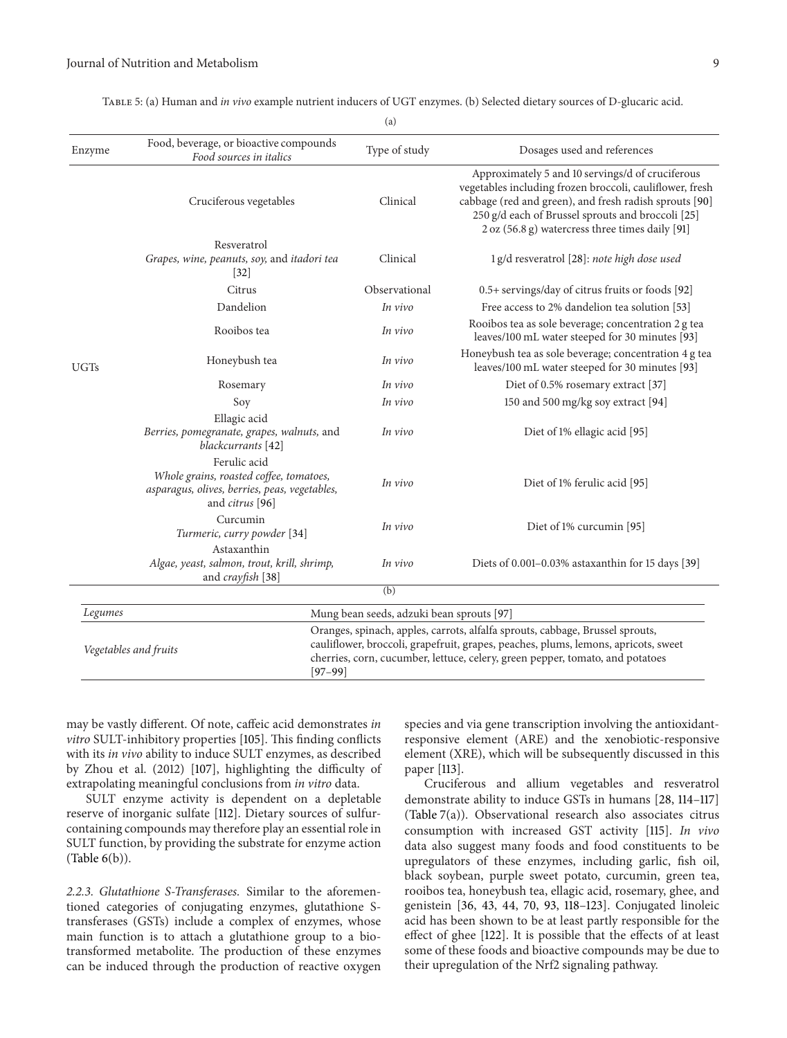Table 5: (a) Human and *in vivo* example nutrient inducers of UGT enzymes. (b) Selected dietary sources of D-glucaric acid.

(a)

| Enzyme | Food, beverage, or bioactive compounds *Food sources in italics* | Type of study | Dosages used and references |
|---|---|---|---|
| UGTs | Cruciferous vegetables | Clinical | Approximately 5 and 10 servings/d of cruciferous vegetables including frozen broccoli, cauliflower, fresh cabbage (red and green), and fresh radish sprouts [90] 250 g/d each of Brussel sprouts and broccoli [25] 2 oz (56.8 g) watercress three times daily [91] |
| | Resveratrol *Grapes, wine, peanuts, soy,* and *itadori tea* [32] | Clinical | 1 g/d resveratrol [28]: *note high dose used* |
| | Citrus | Observational | 0.5+ servings/day of citrus fruits or foods [92] |
| | Dandelion | *In vivo* | Free access to 2% dandelion tea solution [53] |
| | Rooibos tea | *In vivo* | Rooibos tea as sole beverage; concentration 2 g tea leaves/100 mL water steeped for 30 minutes [93] |
| | Honeybush tea | *In vivo* | Honeybush tea as sole beverage; concentration 4 g tea leaves/100 mL water steeped for 30 minutes [93] |
| | Rosemary | *In vivo* | Diet of 0.5% rosemary extract [37] |
| | Soy | *In vivo* | 150 and 500 mg/kg soy extract [94] |
| | Ellagic acid *Berries, pomegranate, grapes, walnuts,* and *blackcurrants* [42] | *In vivo* | Diet of 1% ellagic acid [95] |
| | Ferulic acid *Whole grains, roasted coffee, tomatoes, asparagus, olives, berries, peas, vegetables,* and *citrus* [96] | *In vivo* | Diet of 1% ferulic acid [95] |
| | Curcumin *Turmeric, curry powder* [34] | *In vivo* | Diet of 1% curcumin [95] |
| | Astaxanthin *Algae, yeast, salmon, trout, krill, shrimp,* and *crayfish* [38] | *In vivo* | Diets of 0.001–0.03% astaxanthin for 15 days [39] |

(b)

| | |
|---|---|
| *Legumes* | Mung bean seeds, adzuki bean sprouts [97] |
| *Vegetables and fruits* | Oranges, spinach, apples, carrots, alfalfa sprouts, cabbage, Brussel sprouts, cauliflower, broccoli, grapefruit, grapes, peaches, plums, lemons, apricots, sweet cherries, corn, cucumber, lettuce, celery, green pepper, tomato, and potatoes [97–99] |

may be vastly different. Of note, caffeic acid demonstrates *in vitro* SULT-inhibitory properties [105]. This finding conflicts with its *in vivo* ability to induce SULT enzymes, as described by Zhou et al. (2012) [107], highlighting the difficulty of extrapolating meaningful conclusions from *in vitro* data.

SULT enzyme activity is dependent on a depletable reserve of inorganic sulfate [112]. Dietary sources of sulfur-containing compounds may therefore play an essential role in SULT function, by providing the substrate for enzyme action (Table 6(b)).

*2.2.3. Glutathione S-Transferases.* Similar to the aforementioned categories of conjugating enzymes, glutathione S-transferases (GSTs) include a complex of enzymes, whose main function is to attach a glutathione group to a biotransformed metabolite. The production of these enzymes can be induced through the production of reactive oxygen species and via gene transcription involving the antioxidant-responsive element (ARE) and the xenobiotic-responsive element (XRE), which will be subsequently discussed in this paper [113].

Cruciferous and allium vegetables and resveratrol demonstrate ability to induce GSTs in humans [28, 114–117] (Table 7(a)). Observational research also associates citrus consumption with increased GST activity [115]. *In vivo* data also suggest many foods and food constituents to be upregulators of these enzymes, including garlic, fish oil, black soybean, purple sweet potato, curcumin, green tea, rooibos tea, honeybush tea, ellagic acid, rosemary, ghee, and genistein [36, 43, 44, 70, 93, 118–123]. Conjugated linoleic acid has been shown to be at least partly responsible for the effect of ghee [122]. It is possible that the effects of at least some of these foods and bioactive compounds may be due to their upregulation of the Nrf2 signaling pathway.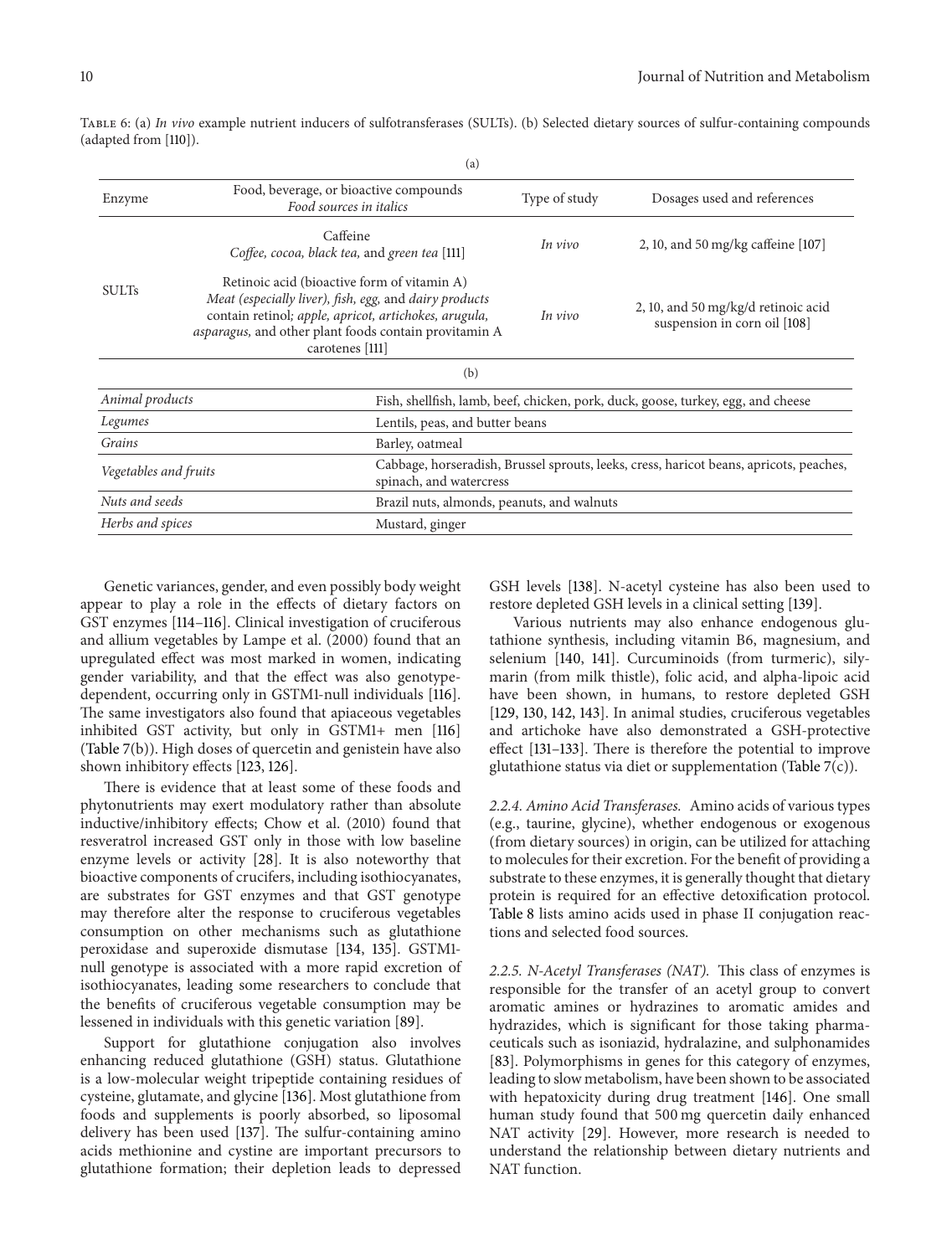Table 6: (a) *In vivo* example nutrient inducers of sulfotransferases (SULTs). (b) Selected dietary sources of sulfur-containing compounds (adapted from [110]).

(a)

| Enzyme | Food, beverage, or bioactive compounds *Food sources in italics* | Type of study | Dosages used and references |
|---|---|---|---|
| SULTs | Caffeine *Coffee, cocoa, black tea,* and *green tea* [111] | *In vivo* | 2, 10, and 50 mg/kg caffeine [107] |
| | Retinoic acid (bioactive form of vitamin A) *Meat (especially liver), fish, egg,* and *dairy products* contain retinol*; apple, apricot, artichokes, arugula, asparagus,* and other plant foods contain provitamin A carotenes [111] | *In vivo* | 2, 10, and 50 mg/kg/d retinoic acid suspension in corn oil [108] |

(b)

| | |
|---|---|
| *Animal products* | Fish, shellfish, lamb, beef, chicken, pork, duck, goose, turkey, egg, and cheese |
| *Legumes* | Lentils, peas, and butter beans |
| *Grains* | Barley, oatmeal |
| *Vegetables and fruits* | Cabbage, horseradish, Brussel sprouts, leeks, cress, haricot beans, apricots, peaches, spinach, and watercress |
| *Nuts and seeds* | Brazil nuts, almonds, peanuts, and walnuts |
| *Herbs and spices* | Mustard, ginger |

Genetic variances, gender, and even possibly body weight appear to play a role in the effects of dietary factors on GST enzymes [114–116]. Clinical investigation of cruciferous and allium vegetables by Lampe et al. (2000) found that an upregulated effect was most marked in women, indicating gender variability, and that the effect was also genotype-dependent, occurring only in GSTM1-null individuals [116]. The same investigators also found that apiaceous vegetables inhibited GST activity, but only in GSTM1+ men [116] (Table 7(b)). High doses of quercetin and genistein have also shown inhibitory effects [123, 126].

There is evidence that at least some of these foods and phytonutrients may exert modulatory rather than absolute inductive/inhibitory effects; Chow et al. (2010) found that resveratrol increased GST only in those with low baseline enzyme levels or activity [28]. It is also noteworthy that bioactive components of crucifers, including isothiocyanates, are substrates for GST enzymes and that GST genotype may therefore alter the response to cruciferous vegetables consumption on other mechanisms such as glutathione peroxidase and superoxide dismutase [134, 135]. GSTM1-null genotype is associated with a more rapid excretion of isothiocyanates, leading some researchers to conclude that the benefits of cruciferous vegetable consumption may be lessened in individuals with this genetic variation [89].

Support for glutathione conjugation also involves enhancing reduced glutathione (GSH) status. Glutathione is a low-molecular weight tripeptide containing residues of cysteine, glutamate, and glycine [136]. Most glutathione from foods and supplements is poorly absorbed, so liposomal delivery has been used [137]. The sulfur-containing amino acids methionine and cystine are important precursors to glutathione formation; their depletion leads to depressed GSH levels [138]. N-acetyl cysteine has also been used to restore depleted GSH levels in a clinical setting [139].

Various nutrients may also enhance endogenous glutathione synthesis, including vitamin B6, magnesium, and selenium [140, 141]. Curcuminoids (from turmeric), silymarin (from milk thistle), folic acid, and alpha-lipoic acid have been shown, in humans, to restore depleted GSH [129, 130, 142, 143]. In animal studies, cruciferous vegetables and artichoke have also demonstrated a GSH-protective effect [131–133]. There is therefore the potential to improve glutathione status via diet or supplementation (Table 7(c)).

*2.2.4. Amino Acid Transferases.* Amino acids of various types (e.g., taurine, glycine), whether endogenous or exogenous (from dietary sources) in origin, can be utilized for attaching to molecules for their excretion. For the benefit of providing a substrate to these enzymes, it is generally thought that dietary protein is required for an effective detoxification protocol. Table 8 lists amino acids used in phase II conjugation reactions and selected food sources.

*2.2.5. N-Acetyl Transferases (NAT).* This class of enzymes is responsible for the transfer of an acetyl group to convert aromatic amines or hydrazines to aromatic amides and hydrazides, which is significant for those taking pharmaceuticals such as isoniazid, hydralazine, and sulphonamides [83]. Polymorphisms in genes for this category of enzymes, leading to slow metabolism, have been shown to be associated with hepatoxicity during drug treatment [146]. One small human study found that 500 mg quercetin daily enhanced NAT activity [29]. However, more research is needed to understand the relationship between dietary nutrients and NAT function.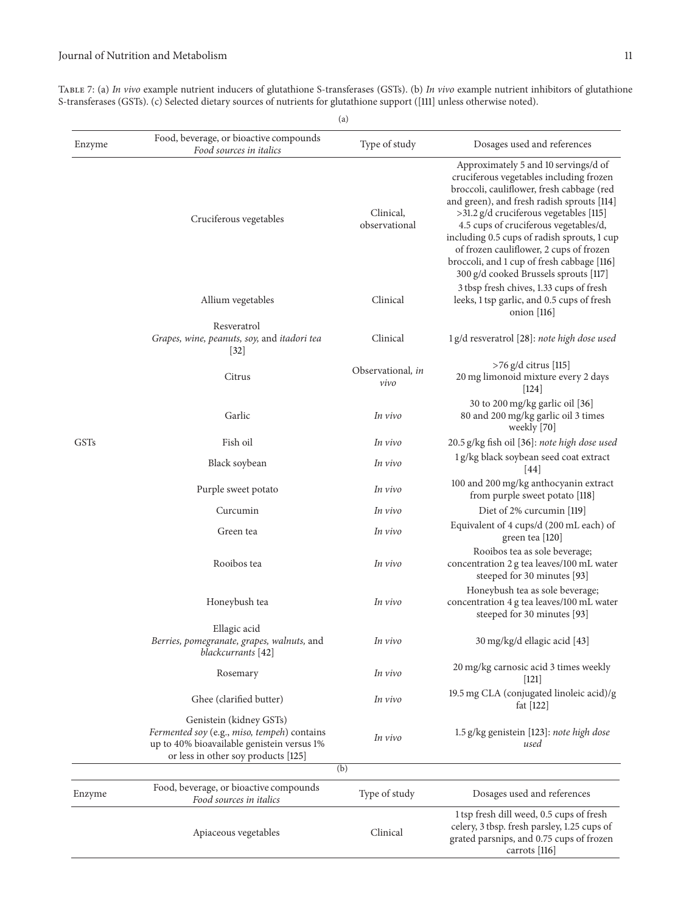Table 7: (a) *In vivo* example nutrient inducers of glutathione S-transferases (GSTs). (b) *In vivo* example nutrient inhibitors of glutathione S-transferases (GSTs). (c) Selected dietary sources of nutrients for glutathione support ([111] unless otherwise noted).

(a)

| Enzyme | Food, beverage, or bioactive compounds *Food sources in italics* | Type of study | Dosages used and references |
|---|---|---|---|
| GSTs | Cruciferous vegetables | Clinical, observational | Approximately 5 and 10 servings/d of cruciferous vegetables including frozen broccoli, cauliflower, fresh cabbage (red and green), and fresh radish sprouts [114] >31.2 g/d cruciferous vegetables [115] 4.5 cups of cruciferous vegetables/d, including 0.5 cups of radish sprouts, 1 cup of frozen cauliflower, 2 cups of frozen broccoli, and 1 cup of fresh cabbage [116] 300 g/d cooked Brussels sprouts [117] |
| | Allium vegetables | Clinical | 3 tbsp fresh chives, 1.33 cups of fresh leeks, 1 tsp garlic, and 0.5 cups of fresh onion [116] |
| | Resveratrol *Grapes, wine, peanuts, soy,* and *itadori tea* [32] | Clinical | 1 g/d resveratrol [28]: *note high dose used* |
| | Citrus | Observational, *in vivo* | >76 g/d citrus [115] 20 mg limonoid mixture every 2 days [124] |
| | Garlic | *In vivo* | 30 to 200 mg/kg garlic oil [36] 80 and 200 mg/kg garlic oil 3 times weekly [70] |
| | Fish oil | *In vivo* | 20.5 g/kg fish oil [36]: *note high dose used* |
| | Black soybean | *In vivo* | 1 g/kg black soybean seed coat extract [44] |
| | Purple sweet potato | *In vivo* | 100 and 200 mg/kg anthocyanin extract from purple sweet potato [118] |
| | Curcumin | *In vivo* | Diet of 2% curcumin [119] |
| | Green tea | *In vivo* | Equivalent of 4 cups/d (200 mL each) of green tea [120] |
| | Rooibos tea | *In vivo* | Rooibos tea as sole beverage; concentration 2 g tea leaves/100 mL water steeped for 30 minutes [93] |
| | Honeybush tea | *In vivo* | Honeybush tea as sole beverage; concentration 4 g tea leaves/100 mL water steeped for 30 minutes [93] |
| | Ellagic acid *Berries, pomegranate, grapes, walnuts,* and *blackcurrants* [42] | *In vivo* | 30 mg/kg/d ellagic acid [43] |
| | Rosemary | *In vivo* | 20 mg/kg carnosic acid 3 times weekly [121] |
| | Ghee (clarified butter) | *In vivo* | 19.5 mg CLA (conjugated linoleic acid)/g fat [122] |
| | Genistein (kidney GSTs) *Fermented soy* (e.g., *miso, tempeh*) contains up to 40% bioavailable genistein versus 1% or less in other soy products [125] | *In vivo* | 1.5 g/kg genistein [123]: *note high dose used* |

(b)

| Enzyme | Food, beverage, or bioactive compounds *Food sources in italics* | Type of study | Dosages used and references |
|---|---|---|---|
| | Apiaceous vegetables | Clinical | 1 tsp fresh dill weed, 0.5 cups of fresh celery, 3 tbsp. fresh parsley, 1.25 cups of grated parsnips, and 0.75 cups of frozen carrots [116] |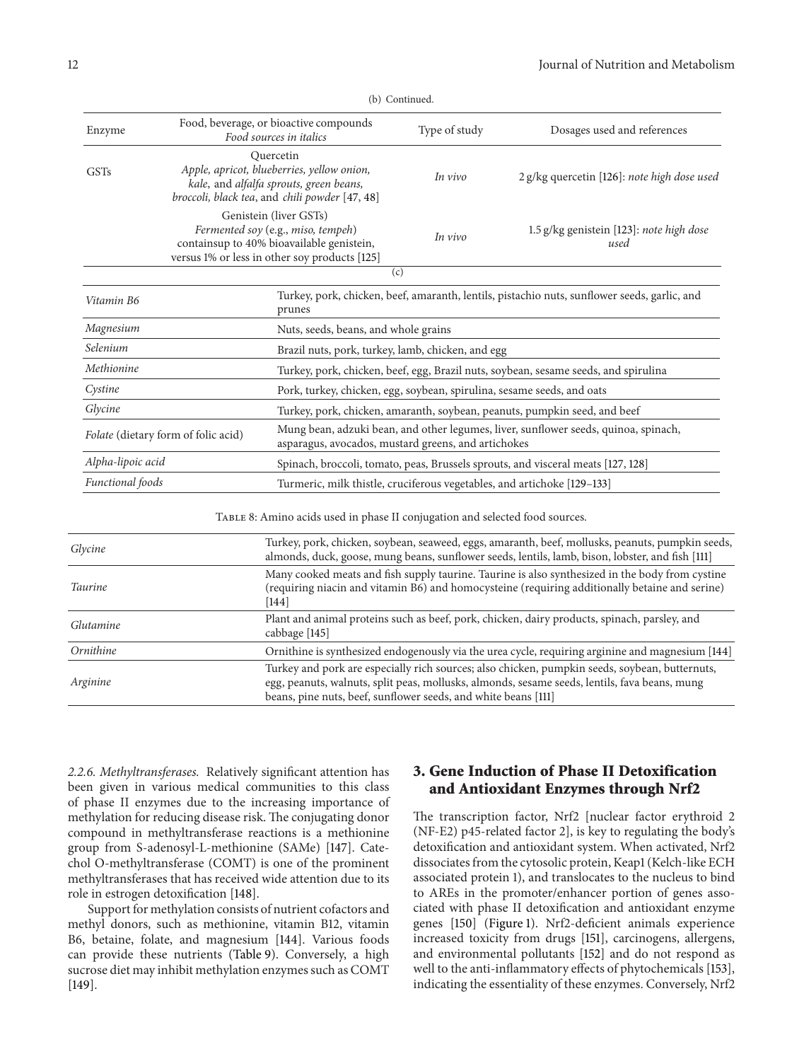(b) Continued.

| Enzyme | Food, beverage, or bioactive compounds *Food sources in italics* | Type of study | Dosages used and references |
|---|---|---|---|
| GSTs | Quercetin *Apple, apricot, blueberries, yellow onion, kale,* and *alfalfa sprouts, green beans, broccoli, black tea*, and *chili powder* [47, 48] | *In vivo* | 2 g/kg quercetin [126]: *note high dose used* |
| | Genistein (liver GSTs) *Fermented soy* (e.g., *miso, tempeh*) containsup to 40% bioavailable genistein, versus 1% or less in other soy products [125] | *In vivo* | 1.5 g/kg genistein [123]: *note high dose used* |

(c)

| | |
|---|---|
| *Vitamin B6* | Turkey, pork, chicken, beef, amaranth, lentils, pistachio nuts, sunflower seeds, garlic, and prunes |
| *Magnesium* | Nuts, seeds, beans, and whole grains |
| *Selenium* | Brazil nuts, pork, turkey, lamb, chicken, and egg |
| *Methionine* | Turkey, pork, chicken, beef, egg, Brazil nuts, soybean, sesame seeds, and spirulina |
| *Cystine* | Pork, turkey, chicken, egg, soybean, spirulina, sesame seeds, and oats |
| *Glycine* | Turkey, pork, chicken, amaranth, soybean, peanuts, pumpkin seed, and beef |
| *Folate* (dietary form of folic acid) | Mung bean, adzuki bean, and other legumes, liver, sunflower seeds, quinoa, spinach, asparagus, avocados, mustard greens, and artichokes |
| *Alpha-lipoic acid* | Spinach, broccoli, tomato, peas, Brussels sprouts, and visceral meats [127, 128] |
| *Functional foods* | Turmeric, milk thistle, cruciferous vegetables, and artichoke [129–133] |

Table 8: Amino acids used in phase II conjugation and selected food sources.

| | |
|---|---|
| *Glycine* | Turkey, pork, chicken, soybean, seaweed, eggs, amaranth, beef, mollusks, peanuts, pumpkin seeds, almonds, duck, goose, mung beans, sunflower seeds, lentils, lamb, bison, lobster, and fish [111] |
| *Taurine* | Many cooked meats and fish supply taurine. Taurine is also synthesized in the body from cystine (requiring niacin and vitamin B6) and homocysteine (requiring additionally betaine and serine) [144] |
| *Glutamine* | Plant and animal proteins such as beef, pork, chicken, dairy products, spinach, parsley, and cabbage [145] |
| *Ornithine* | Ornithine is synthesized endogenously via the urea cycle, requiring arginine and magnesium [144] |
| *Arginine* | Turkey and pork are especially rich sources; also chicken, pumpkin seeds, soybean, butternuts, egg, peanuts, walnuts, split peas, mollusks, almonds, sesame seeds, lentils, fava beans, mung beans, pine nuts, beef, sunflower seeds, and white beans [111] |

*2.2.6. Methyltransferases.* Relatively significant attention has been given in various medical communities to this class of phase II enzymes due to the increasing importance of methylation for reducing disease risk. The conjugating donor compound in methyltransferase reactions is a methionine group from S-adenosyl-L-methionine (SAMe) [147]. Catechol O-methyltransferase (COMT) is one of the prominent methyltransferases that has received wide attention due to its role in estrogen detoxification [148].

Support for methylation consists of nutrient cofactors and methyl donors, such as methionine, vitamin B12, vitamin B6, betaine, folate, and magnesium [144]. Various foods can provide these nutrients (Table 9). Conversely, a high sucrose diet may inhibit methylation enzymes such as COMT [149].

## 3. Gene Induction of Phase II Detoxification and Antioxidant Enzymes through Nrf2

The transcription factor, Nrf2 [nuclear factor erythroid 2 (NF-E2) p45-related factor 2], is key to regulating the body's detoxification and antioxidant system. When activated, Nrf2 dissociates from the cytosolic protein, Keap1 (Kelch-like ECH associated protein 1), and translocates to the nucleus to bind to AREs in the promoter/enhancer portion of genes associated with phase II detoxification and antioxidant enzyme genes [150] (Figure 1). Nrf2-deficient animals experience increased toxicity from drugs [151], carcinogens, allergens, and environmental pollutants [152] and do not respond as well to the anti-inflammatory effects of phytochemicals [153], indicating the essentiality of these enzymes. Conversely, Nrf2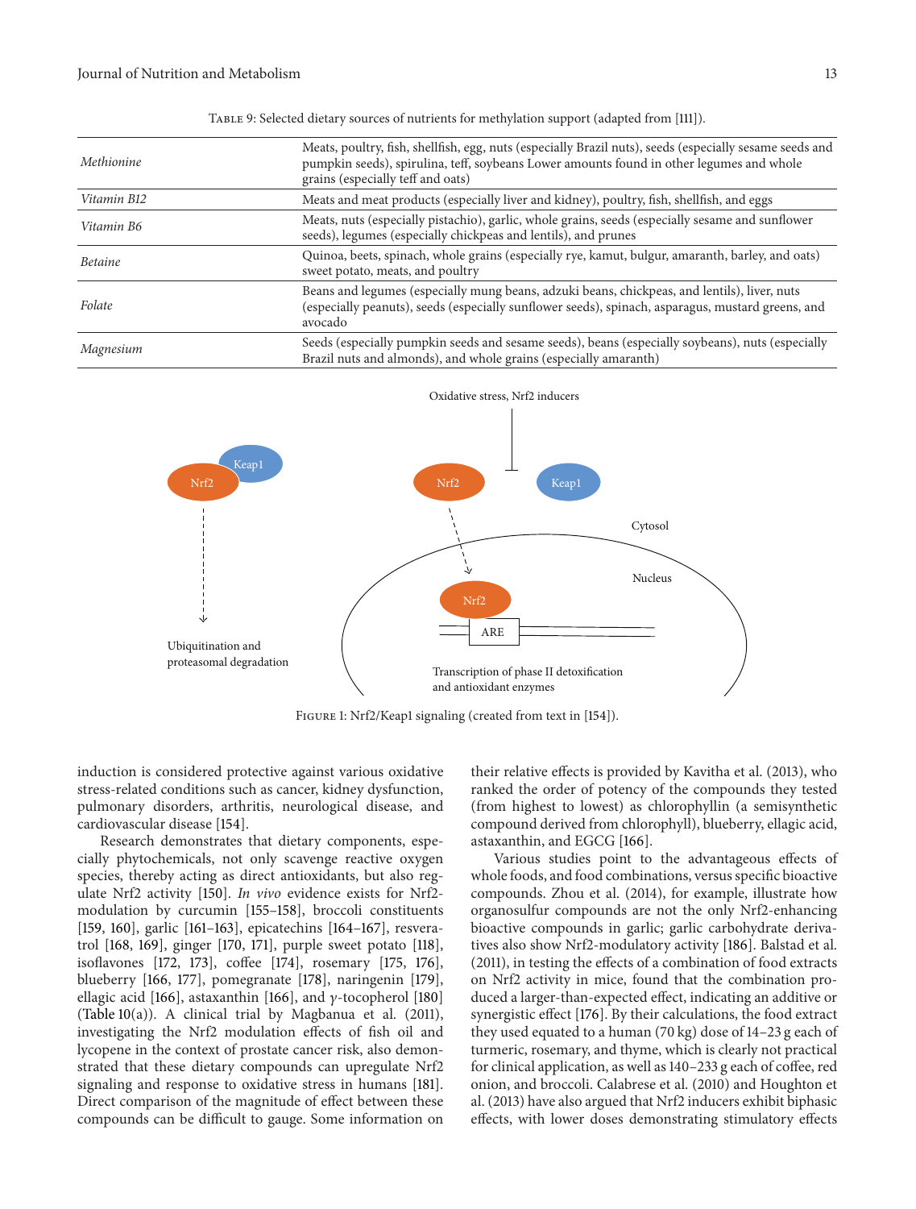Table 9: Selected dietary sources of nutrients for methylation support (adapted from [111]).

| | |
|---|---|
| *Methionine* | Meats, poultry, fish, shellfish, egg, nuts (especially Brazil nuts), seeds (especially sesame seeds and pumpkin seeds), spirulina, teff, soybeans Lower amounts found in other legumes and whole grains (especially teff and oats) |
| *Vitamin B12* | Meats and meat products (especially liver and kidney), poultry, fish, shellfish, and eggs |
| *Vitamin B6* | Meats, nuts (especially pistachio), garlic, whole grains, seeds (especially sesame and sunflower seeds), legumes (especially chickpeas and lentils), and prunes |
| *Betaine* | Quinoa, beets, spinach, whole grains (especially rye, kamut, bulgur, amaranth, barley, and oats) sweet potato, meats, and poultry |
| *Folate* | Beans and legumes (especially mung beans, adzuki beans, chickpeas, and lentils), liver, nuts (especially peanuts), seeds (especially sunflower seeds), spinach, asparagus, mustard greens, and avocado |
| *Magnesium* | Seeds (especially pumpkin seeds and sesame seeds), beans (especially soybeans), nuts (especially Brazil nuts and almonds), and whole grains (especially amaranth) |

Oxidative stress, Nrf2 inducers

Keap1 Nrf2 → Ubiquitination and proteasomal degradation

Nrf2 Keap1 — Cytosol — Nucleus — Nrf2 — ARE — Transcription of phase II detoxification and antioxidant enzymes

Figure 1: Nrf2/Keap1 signaling (created from text in [154]).

induction is considered protective against various oxidative stress-related conditions such as cancer, kidney dysfunction, pulmonary disorders, arthritis, neurological disease, and cardiovascular disease [154].

Research demonstrates that dietary components, especially phytochemicals, not only scavenge reactive oxygen species, thereby acting as direct antioxidants, but also regulate Nrf2 activity [150]. *In vivo* evidence exists for Nrf2-modulation by curcumin [155–158], broccoli constituents [159, 160], garlic [161–163], epicatechins [164–167], resveratrol [168, 169], ginger [170, 171], purple sweet potato [118], isoflavones [172, 173], coffee [174], rosemary [175, 176], blueberry [166, 177], pomegranate [178], naringenin [179], ellagic acid [166], astaxanthin [166], and $\gamma$-tocopherol [180] (Table 10(a)). A clinical trial by Magbanua et al. (2011), investigating the Nrf2 modulation effects of fish oil and lycopene in the context of prostate cancer risk, also demonstrated that these dietary compounds can upregulate Nrf2 signaling and response to oxidative stress in humans [181]. Direct comparison of the magnitude of effect between these compounds can be difficult to gauge. Some information on their relative effects is provided by Kavitha et al. (2013), who ranked the order of potency of the compounds they tested (from highest to lowest) as chlorophyllin (a semisynthetic compound derived from chlorophyll), blueberry, ellagic acid, astaxanthin, and EGCG [166].

Various studies point to the advantageous effects of whole foods, and food combinations, versus specific bioactive compounds. Zhou et al. (2014), for example, illustrate how organosulfur compounds are not the only Nrf2-enhancing bioactive compounds in garlic; garlic carbohydrate derivatives also show Nrf2-modulatory activity [186]. Balstad et al. (2011), in testing the effects of a combination of food extracts on Nrf2 activity in mice, found that the combination produced a larger-than-expected effect, indicating an additive or synergistic effect [176]. By their calculations, the food extract they used equated to a human (70 kg) dose of 14–23 g each of turmeric, rosemary, and thyme, which is clearly not practical for clinical application, as well as 140–233 g each of coffee, red onion, and broccoli. Calabrese et al. (2010) and Houghton et al. (2013) have also argued that Nrf2 inducers exhibit biphasic effects, with lower doses demonstrating stimulatory effects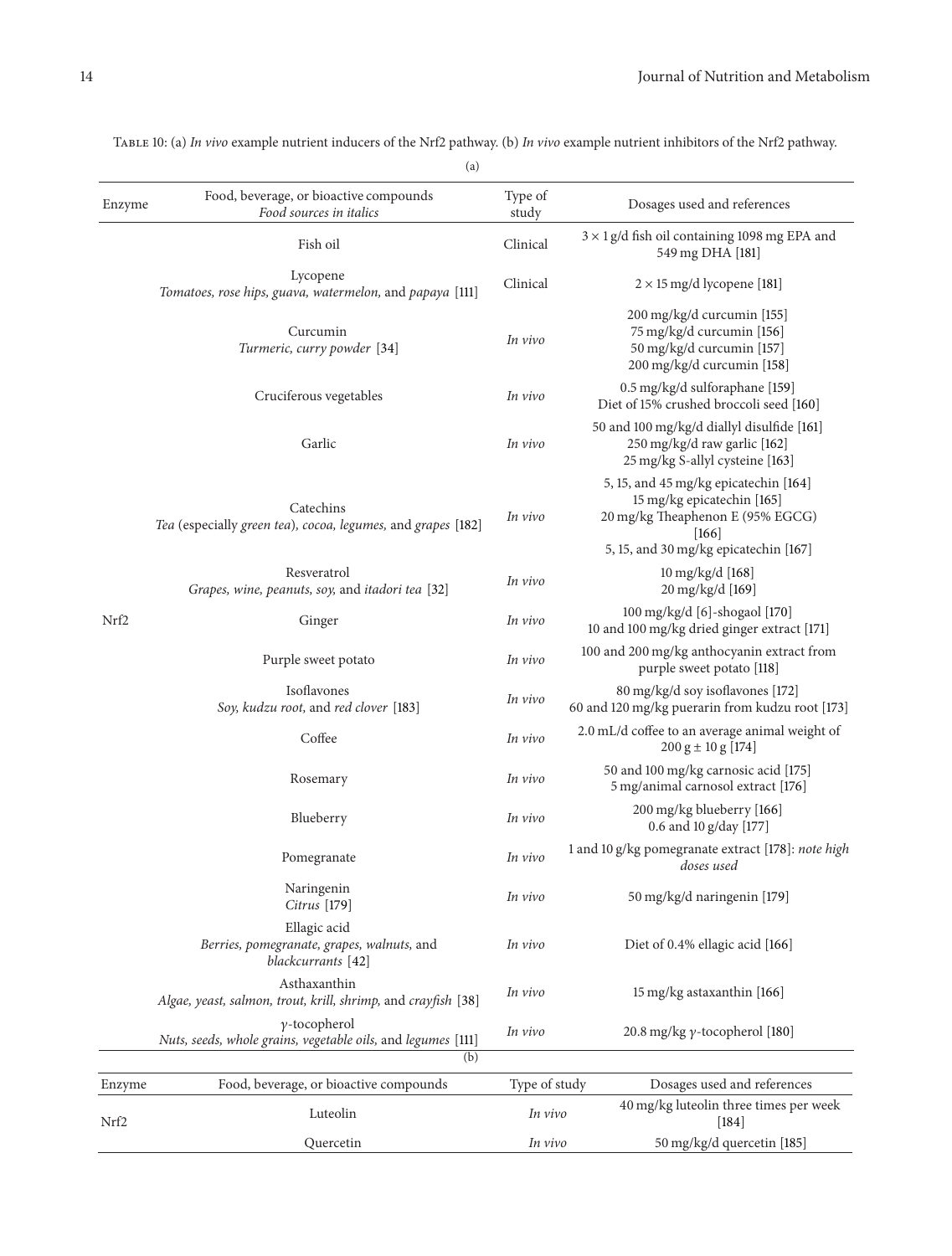Table 10: (a) *In vivo* example nutrient inducers of the Nrf2 pathway. (b) *In vivo* example nutrient inhibitors of the Nrf2 pathway.

(a)

| Enzyme | Food, beverage, or bioactive compounds *Food sources in italics* | Type of study | Dosages used and references |
|---|---|---|---|
| Nrf2 | Fish oil | Clinical | 3 × 1 g/d fish oil containing 1098 mg EPA and 549 mg DHA [181] |
| | Lycopene *Tomatoes, rose hips, guava, watermelon,* and *papaya* [111] | Clinical | 2 × 15 mg/d lycopene [181] |
| | Curcumin *Turmeric, curry powder* [34] | *In vivo* | 200 mg/kg/d curcumin [155] 75 mg/kg/d curcumin [156] 50 mg/kg/d curcumin [157] 200 mg/kg/d curcumin [158] |
| | Cruciferous vegetables | *In vivo* | 0.5 mg/kg/d sulforaphane [159] Diet of 15% crushed broccoli seed [160] |
| | Garlic | *In vivo* | 50 and 100 mg/kg/d diallyl disulfide [161] 250 mg/kg/d raw garlic [162] 25 mg/kg S-allyl cysteine [163] |
| | Catechins *Tea* (especially *green tea*), *cocoa, legumes,* and *grapes* [182] | *In vivo* | 5, 15, and 45 mg/kg epicatechin [164] 15 mg/kg epicatechin [165] 20 mg/kg Theaphenon E (95% EGCG) [166] 5, 15, and 30 mg/kg epicatechin [167] |
| | Resveratrol *Grapes, wine, peanuts, soy,* and *itadori tea* [32] | *In vivo* | 10 mg/kg/d [168] 20 mg/kg/d [169] |
| | Ginger | *In vivo* | 100 mg/kg/d [6]-shogaol [170] 10 and 100 mg/kg dried ginger extract [171] |
| | Purple sweet potato | *In vivo* | 100 and 200 mg/kg anthocyanin extract from purple sweet potato [118] |
| | Isoflavones *Soy, kudzu root,* and *red clover* [183] | *In vivo* | 80 mg/kg/d soy isoflavones [172] 60 and 120 mg/kg puerarin from kudzu root [173] |
| | Coffee | *In vivo* | 2.0 mL/d coffee to an average animal weight of 200 g ± 10 g [174] |
| | Rosemary | *In vivo* | 50 and 100 mg/kg carnosic acid [175] 5 mg/animal carnosol extract [176] |
| | Blueberry | *In vivo* | 200 mg/kg blueberry [166] 0.6 and 10 g/day [177] |
| | Pomegranate | *In vivo* | 1 and 10 g/kg pomegranate extract [178]: *note high doses used* |
| | Naringenin *Citrus* [179] | *In vivo* | 50 mg/kg/d naringenin [179] |
| | Ellagic acid *Berries, pomegranate, grapes, walnuts,* and *blackcurrants* [42] | *In vivo* | Diet of 0.4% ellagic acid [166] |
| | Asthaxanthin *Algae, yeast, salmon, trout, krill, shrimp,* and *crayfish* [38] | *In vivo* | 15 mg/kg astaxanthin [166] |
| | $\gamma$-tocopherol *Nuts, seeds, whole grains, vegetable oils,* and *legumes* [111] | *In vivo* | 20.8 mg/kg $\gamma$-tocopherol [180] |

(b)

| Enzyme | Food, beverage, or bioactive compounds | Type of study | Dosages used and references |
|---|---|---|---|
| Nrf2 | Luteolin | *In vivo* | 40 mg/kg luteolin three times per week [184] |
| | Quercetin | *In vivo* | 50 mg/kg/d quercetin [185] |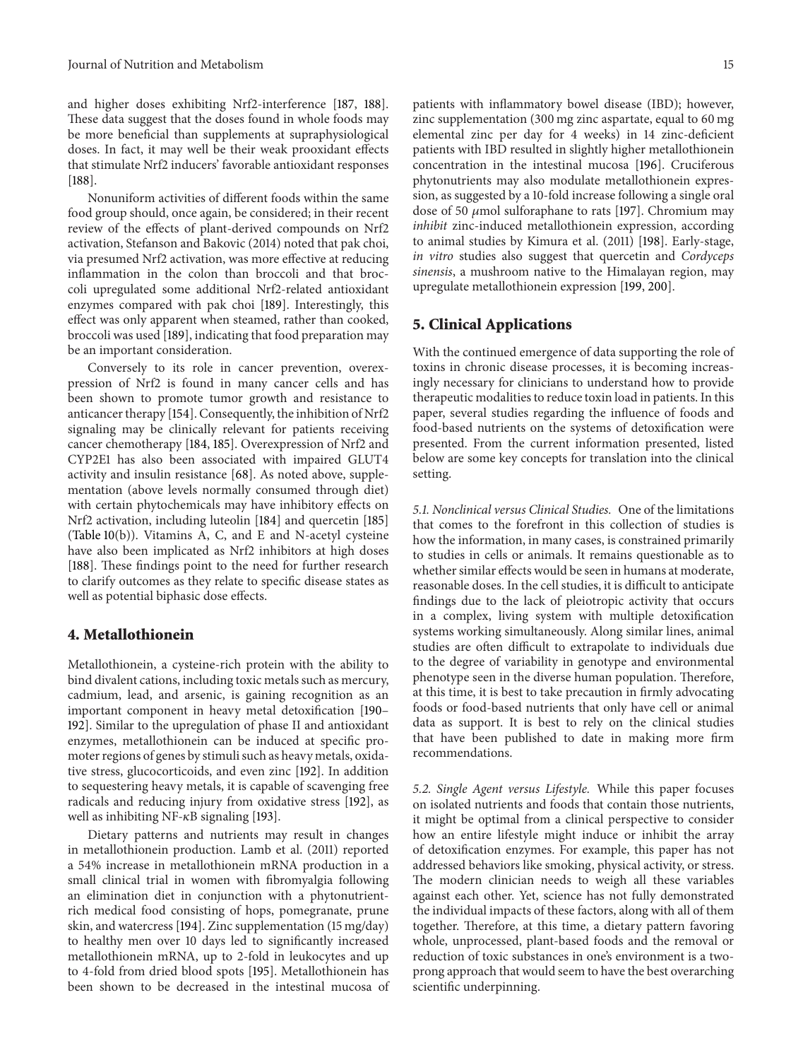and higher doses exhibiting Nrf2-interference [187, 188]. These data suggest that the doses found in whole foods may be more beneficial than supplements at supraphysiological doses. In fact, it may well be their weak prooxidant effects that stimulate Nrf2 inducers' favorable antioxidant responses [188].

Nonuniform activities of different foods within the same food group should, once again, be considered; in their recent review of the effects of plant-derived compounds on Nrf2 activation, Stefanson and Bakovic (2014) noted that pak choi, via presumed Nrf2 activation, was more effective at reducing inflammation in the colon than broccoli and that broccoli upregulated some additional Nrf2-related antioxidant enzymes compared with pak choi [189]. Interestingly, this effect was only apparent when steamed, rather than cooked, broccoli was used [189], indicating that food preparation may be an important consideration.

Conversely to its role in cancer prevention, overexpression of Nrf2 is found in many cancer cells and has been shown to promote tumor growth and resistance to anticancer therapy [154]. Consequently, the inhibition of Nrf2 signaling may be clinically relevant for patients receiving cancer chemotherapy [184, 185]. Overexpression of Nrf2 and CYP2E1 has also been associated with impaired GLUT4 activity and insulin resistance [68]. As noted above, supplementation (above levels normally consumed through diet) with certain phytochemicals may have inhibitory effects on Nrf2 activation, including luteolin [184] and quercetin [185] (Table 10(b)). Vitamins A, C, and E and N-acetyl cysteine have also been implicated as Nrf2 inhibitors at high doses [188]. These findings point to the need for further research to clarify outcomes as they relate to specific disease states as well as potential biphasic dose effects.

## 4. Metallothionein

Metallothionein, a cysteine-rich protein with the ability to bind divalent cations, including toxic metals such as mercury, cadmium, lead, and arsenic, is gaining recognition as an important component in heavy metal detoxification [190–192]. Similar to the upregulation of phase II and antioxidant enzymes, metallothionein can be induced at specific promoter regions of genes by stimuli such as heavy metals, oxidative stress, glucocorticoids, and even zinc [192]. In addition to sequestering heavy metals, it is capable of scavenging free radicals and reducing injury from oxidative stress [192], as well as inhibiting NF-$\kappa$B signaling [193].

Dietary patterns and nutrients may result in changes in metallothionein production. Lamb et al. (2011) reported a 54% increase in metallothionein mRNA production in a small clinical trial in women with fibromyalgia following an elimination diet in conjunction with a phytonutrient-rich medical food consisting of hops, pomegranate, prune skin, and watercress [194]. Zinc supplementation (15 mg/day) to healthy men over 10 days led to significantly increased metallothionein mRNA, up to 2-fold in leukocytes and up to 4-fold from dried blood spots [195]. Metallothionein has been shown to be decreased in the intestinal mucosa of patients with inflammatory bowel disease (IBD); however, zinc supplementation (300 mg zinc aspartate, equal to 60 mg elemental zinc per day for 4 weeks) in 14 zinc-deficient patients with IBD resulted in slightly higher metallothionein concentration in the intestinal mucosa [196]. Cruciferous phytonutrients may also modulate metallothionein expression, as suggested by a 10-fold increase following a single oral dose of 50 $\mu$mol sulforaphane to rats [197]. Chromium may *inhibit* zinc-induced metallothionein expression, according to animal studies by Kimura et al. (2011) [198]. Early-stage, *in vitro* studies also suggest that quercetin and *Cordyceps sinensis*, a mushroom native to the Himalayan region, may upregulate metallothionein expression [199, 200].

## 5. Clinical Applications

With the continued emergence of data supporting the role of toxins in chronic disease processes, it is becoming increasingly necessary for clinicians to understand how to provide therapeutic modalities to reduce toxin load in patients. In this paper, several studies regarding the influence of foods and food-based nutrients on the systems of detoxification were presented. From the current information presented, listed below are some key concepts for translation into the clinical setting.

*5.1. Nonclinical versus Clinical Studies.* One of the limitations that comes to the forefront in this collection of studies is how the information, in many cases, is constrained primarily to studies in cells or animals. It remains questionable as to whether similar effects would be seen in humans at moderate, reasonable doses. In the cell studies, it is difficult to anticipate findings due to the lack of pleiotropic activity that occurs in a complex, living system with multiple detoxification systems working simultaneously. Along similar lines, animal studies are often difficult to extrapolate to individuals due to the degree of variability in genotype and environmental phenotype seen in the diverse human population. Therefore, at this time, it is best to take precaution in firmly advocating foods or food-based nutrients that only have cell or animal data as support. It is best to rely on the clinical studies that have been published to date in making more firm recommendations.

*5.2. Single Agent versus Lifestyle.* While this paper focuses on isolated nutrients and foods that contain those nutrients, it might be optimal from a clinical perspective to consider how an entire lifestyle might induce or inhibit the array of detoxification enzymes. For example, this paper has not addressed behaviors like smoking, physical activity, or stress. The modern clinician needs to weigh all these variables against each other. Yet, science has not fully demonstrated the individual impacts of these factors, along with all of them together. Therefore, at this time, a dietary pattern favoring whole, unprocessed, plant-based foods and the removal or reduction of toxic substances in one's environment is a two-prong approach that would seem to have the best overarching scientific underpinning.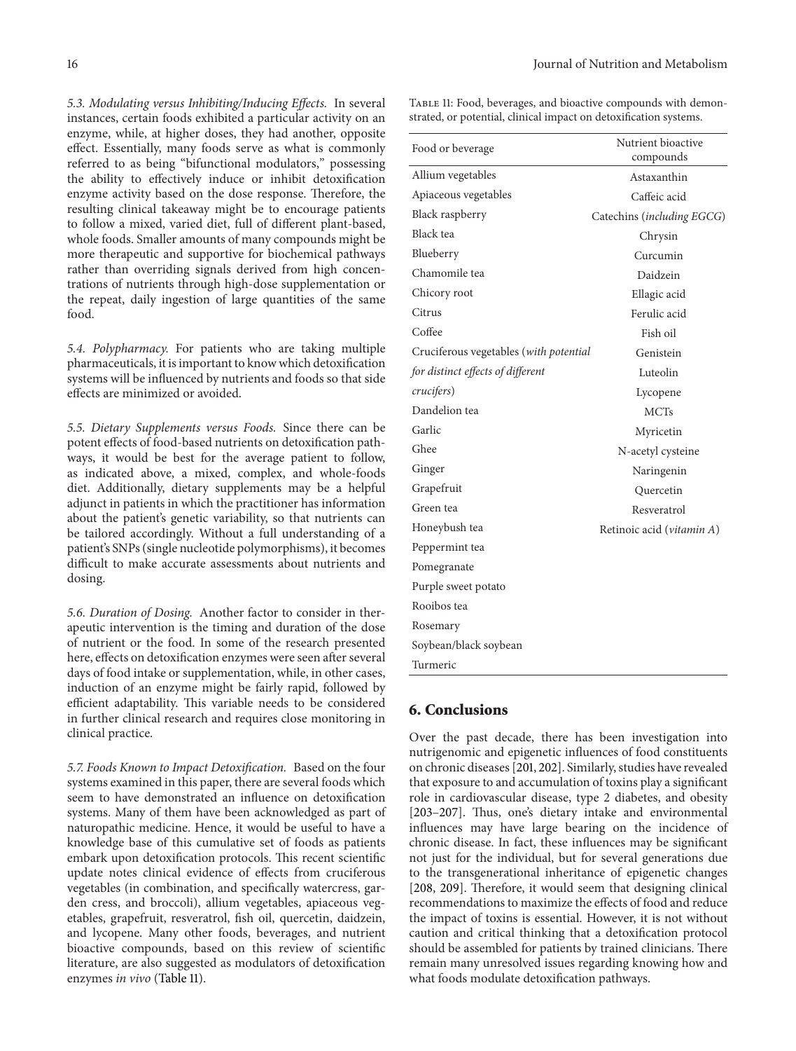*5.3. Modulating versus Inhibiting/Inducing Effects.* In several instances, certain foods exhibited a particular activity on an enzyme, while, at higher doses, they had another, opposite effect. Essentially, many foods serve as what is commonly referred to as being "bifunctional modulators," possessing the ability to effectively induce or inhibit detoxification enzyme activity based on the dose response. Therefore, the resulting clinical takeaway might be to encourage patients to follow a mixed, varied diet, full of different plant-based, whole foods. Smaller amounts of many compounds might be more therapeutic and supportive for biochemical pathways rather than overriding signals derived from high concentrations of nutrients through high-dose supplementation or the repeat, daily ingestion of large quantities of the same food.

*5.4. Polypharmacy.* For patients who are taking multiple pharmaceuticals, it is important to know which detoxification systems will be influenced by nutrients and foods so that side effects are minimized or avoided.

*5.5. Dietary Supplements versus Foods.* Since there can be potent effects of food-based nutrients on detoxification pathways, it would be best for the average patient to follow, as indicated above, a mixed, complex, and whole-foods diet. Additionally, dietary supplements may be a helpful adjunct in patients in which the practitioner has information about the patient's genetic variability, so that nutrients can be tailored accordingly. Without a full understanding of a patient's SNPs (single nucleotide polymorphisms), it becomes difficult to make accurate assessments about nutrients and dosing.

*5.6. Duration of Dosing.* Another factor to consider in therapeutic intervention is the timing and duration of the dose of nutrient or the food. In some of the research presented here, effects on detoxification enzymes were seen after several days of food intake or supplementation, while, in other cases, induction of an enzyme might be fairly rapid, followed by efficient adaptability. This variable needs to be considered in further clinical research and requires close monitoring in clinical practice.

*5.7. Foods Known to Impact Detoxification.* Based on the four systems examined in this paper, there are several foods which seem to have demonstrated an influence on detoxification systems. Many of them have been acknowledged as part of naturopathic medicine. Hence, it would be useful to have a knowledge base of this cumulative set of foods as patients embark upon detoxification protocols. This recent scientific update notes clinical evidence of effects from cruciferous vegetables (in combination, and specifically watercress, garden cress, and broccoli), allium vegetables, apiaceous vegetables, grapefruit, resveratrol, fish oil, quercetin, daidzein, and lycopene. Many other foods, beverages, and nutrient bioactive compounds, based on this review of scientific literature, are also suggested as modulators of detoxification enzymes *in vivo* (Table 11).

Table 11: Food, beverages, and bioactive compounds with demonstrated, or potential, clinical impact on detoxification systems.

| Food or beverage | Nutrient bioactive compounds |
|---|---|
| Allium vegetables | Astaxanthin |
| Apiaceous vegetables | Caffeic acid |
| Black raspberry | Catechins (*including EGCG*) |
| Black tea | Chrysin |
| Blueberry | Curcumin |
| Chamomile tea | Daidzein |
| Chicory root | Ellagic acid |
| Citrus | Ferulic acid |
| Coffee | Fish oil |
| Cruciferous vegetables (*with potential for distinct effects of different crucifers*) | Genistein |
| | Luteolin |
| | Lycopene |
| Dandelion tea | MCTs |
| Garlic | Myricetin |
| Ghee | N-acetyl cysteine |
| Ginger | Naringenin |
| Grapefruit | Quercetin |
| Green tea | Resveratrol |
| Honeybush tea | Retinoic acid (*vitamin A*) |
| Peppermint tea | |
| Pomegranate | |
| Purple sweet potato | |
| Rooibos tea | |
| Rosemary | |
| Soybean/black soybean | |
| Turmeric | |

## 6. Conclusions

Over the past decade, there has been investigation into nutrigenomic and epigenetic influences of food constituents on chronic diseases [201, 202]. Similarly, studies have revealed that exposure to and accumulation of toxins play a significant role in cardiovascular disease, type 2 diabetes, and obesity [203–207]. Thus, one's dietary intake and environmental influences may have large bearing on the incidence of chronic disease. In fact, these influences may be significant not just for the individual, but for several generations due to the transgenerational inheritance of epigenetic changes [208, 209]. Therefore, it would seem that designing clinical recommendations to maximize the effects of food and reduce the impact of toxins is essential. However, it is not without caution and critical thinking that a detoxification protocol should be assembled for patients by trained clinicians. There remain many unresolved issues regarding knowing how and what foods modulate detoxification pathways.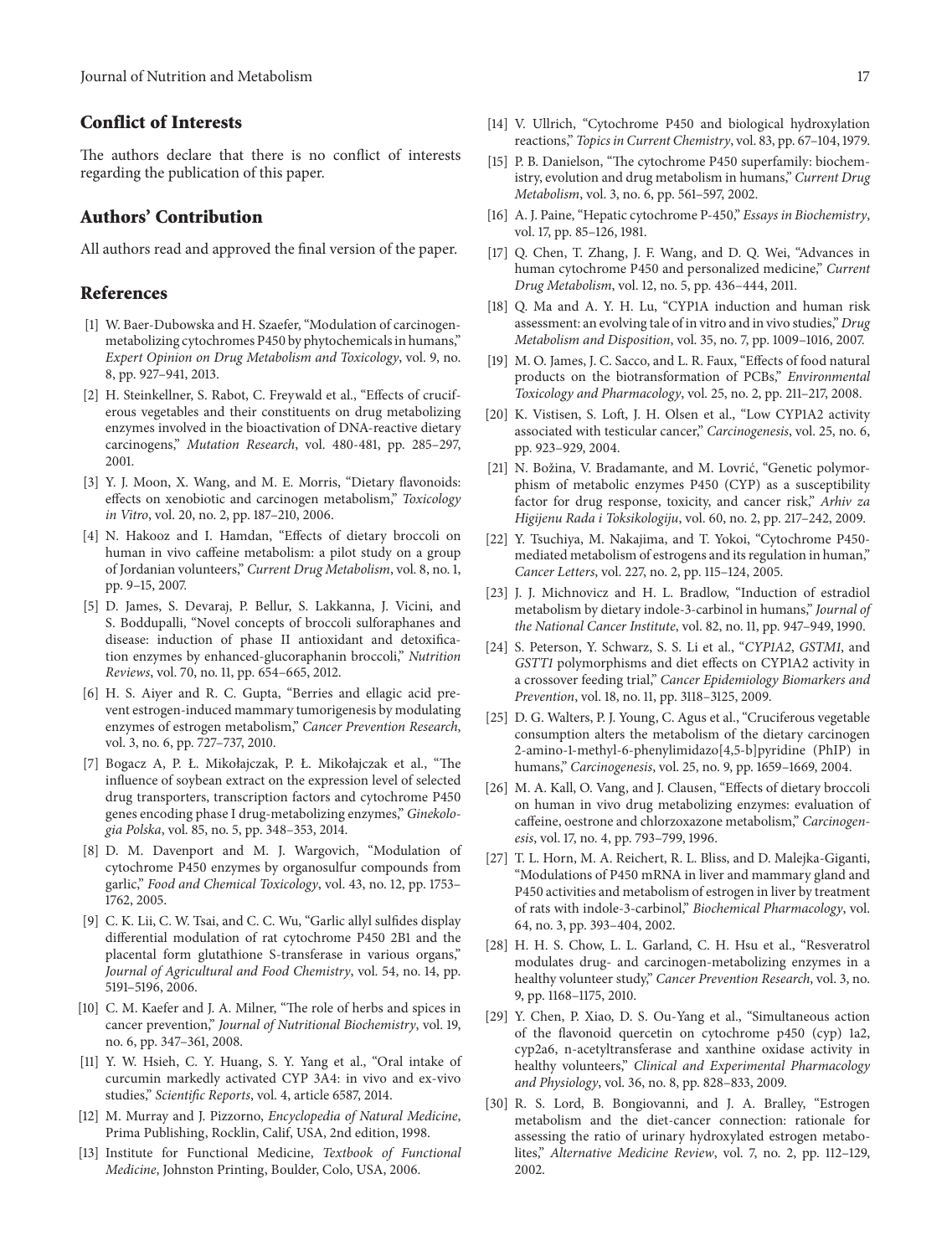## Conflict of Interests

The authors declare that there is no conflict of interests regarding the publication of this paper.

## Authors' Contribution

All authors read and approved the final version of the paper.

## References

[1] W. Baer-Dubowska and H. Szaefer, "Modulation of carcinogen-metabolizing cytochromes P450 by phytochemicals in humans," *Expert Opinion on Drug Metabolism and Toxicology*, vol. 9, no. 8, pp. 927–941, 2013.

[2] H. Steinkellner, S. Rabot, C. Freywald et al., "Effects of cruciferous vegetables and their constituents on drug metabolizing enzymes involved in the bioactivation of DNA-reactive dietary carcinogens," *Mutation Research*, vol. 480-481, pp. 285–297, 2001.

[3] Y. J. Moon, X. Wang, and M. E. Morris, "Dietary flavonoids: effects on xenobiotic and carcinogen metabolism," *Toxicology in Vitro*, vol. 20, no. 2, pp. 187–210, 2006.

[4] N. Hakooz and I. Hamdan, "Effects of dietary broccoli on human in vivo caffeine metabolism: a pilot study on a group of Jordanian volunteers," *Current Drug Metabolism*, vol. 8, no. 1, pp. 9–15, 2007.

[5] D. James, S. Devaraj, P. Bellur, S. Lakkanna, J. Vicini, and S. Boddupalli, "Novel concepts of broccoli sulforaphanes and disease: induction of phase II antioxidant and detoxification enzymes by enhanced-glucoraphanin broccoli," *Nutrition Reviews*, vol. 70, no. 11, pp. 654–665, 2012.

[6] H. S. Aiyer and R. C. Gupta, "Berries and ellagic acid prevent estrogen-induced mammary tumorigenesis by modulating enzymes of estrogen metabolism," *Cancer Prevention Research*, vol. 3, no. 6, pp. 727–737, 2010.

[7] Bogacz A, P. Ł. Mikołajczak, P. Ł. Mikołajczak et al., "The influence of soybean extract on the expression level of selected drug transporters, transcription factors and cytochrome P450 genes encoding phase I drug-metabolizing enzymes," *Ginekologia Polska*, vol. 85, no. 5, pp. 348–353, 2014.

[8] D. M. Davenport and M. J. Wargovich, "Modulation of cytochrome P450 enzymes by organosulfur compounds from garlic," *Food and Chemical Toxicology*, vol. 43, no. 12, pp. 1753–1762, 2005.

[9] C. K. Lii, C. W. Tsai, and C. C. Wu, "Garlic allyl sulfides display differential modulation of rat cytochrome P450 2B1 and the placental form glutathione S-transferase in various organs," *Journal of Agricultural and Food Chemistry*, vol. 54, no. 14, pp. 5191–5196, 2006.

[10] C. M. Kaefer and J. A. Milner, "The role of herbs and spices in cancer prevention," *Journal of Nutritional Biochemistry*, vol. 19, no. 6, pp. 347–361, 2008.

[11] Y. W. Hsieh, C. Y. Huang, S. Y. Yang et al., "Oral intake of curcumin markedly activated CYP 3A4: in vivo and ex-vivo studies," *Scientific Reports*, vol. 4, article 6587, 2014.

[12] M. Murray and J. Pizzorno, *Encyclopedia of Natural Medicine*, Prima Publishing, Rocklin, Calif, USA, 2nd edition, 1998.

[13] Institute for Functional Medicine, *Textbook of Functional Medicine*, Johnston Printing, Boulder, Colo, USA, 2006.

[14] V. Ullrich, "Cytochrome P450 and biological hydroxylation reactions," *Topics in Current Chemistry*, vol. 83, pp. 67–104, 1979.

[15] P. B. Danielson, "The cytochrome P450 superfamily: biochemistry, evolution and drug metabolism in humans," *Current Drug Metabolism*, vol. 3, no. 6, pp. 561–597, 2002.

[16] A. J. Paine, "Hepatic cytochrome P-450," *Essays in Biochemistry*, vol. 17, pp. 85–126, 1981.

[17] Q. Chen, T. Zhang, J. F. Wang, and D. Q. Wei, "Advances in human cytochrome P450 and personalized medicine," *Current Drug Metabolism*, vol. 12, no. 5, pp. 436–444, 2011.

[18] Q. Ma and A. Y. H. Lu, "CYP1A induction and human risk assessment: an evolving tale of in vitro and in vivo studies," *Drug Metabolism and Disposition*, vol. 35, no. 7, pp. 1009–1016, 2007.

[19] M. O. James, J. C. Sacco, and L. R. Faux, "Effects of food natural products on the biotransformation of PCBs," *Environmental Toxicology and Pharmacology*, vol. 25, no. 2, pp. 211–217, 2008.

[20] K. Vistisen, S. Loft, J. H. Olsen et al., "Low CYP1A2 activity associated with testicular cancer," *Carcinogenesis*, vol. 25, no. 6, pp. 923–929, 2004.

[21] N. Božina, V. Bradamante, and M. Lovrić, "Genetic polymorphism of metabolic enzymes P450 (CYP) as a susceptibility factor for drug response, toxicity, and cancer risk," *Arhiv za Higijenu Rada i Toksikologiju*, vol. 60, no. 2, pp. 217–242, 2009.

[22] Y. Tsuchiya, M. Nakajima, and T. Yokoi, "Cytochrome P450-mediated metabolism of estrogens and its regulation in human," *Cancer Letters*, vol. 227, no. 2, pp. 115–124, 2005.

[23] J. J. Michnovicz and H. L. Bradlow, "Induction of estradiol metabolism by dietary indole-3-carbinol in humans," *Journal of the National Cancer Institute*, vol. 82, no. 11, pp. 947–949, 1990.

[24] S. Peterson, Y. Schwarz, S. S. Li et al., "*CYP1A2*, *GSTM1*, and *GSTT1* polymorphisms and diet effects on CYP1A2 activity in a crossover feeding trial," *Cancer Epidemiology Biomarkers and Prevention*, vol. 18, no. 11, pp. 3118–3125, 2009.

[25] D. G. Walters, P. J. Young, C. Agus et al., "Cruciferous vegetable consumption alters the metabolism of the dietary carcinogen 2-amino-1-methyl-6-phenylimidazo[4,5-b]pyridine (PhIP) in humans," *Carcinogenesis*, vol. 25, no. 9, pp. 1659–1669, 2004.

[26] M. A. Kall, O. Vang, and J. Clausen, "Effects of dietary broccoli on human in vivo drug metabolizing enzymes: evaluation of caffeine, oestrone and chlorzoxazone metabolism," *Carcinogenesis*, vol. 17, no. 4, pp. 793–799, 1996.

[27] T. L. Horn, M. A. Reichert, R. L. Bliss, and D. Malejka-Giganti, "Modulations of P450 mRNA in liver and mammary gland and P450 activities and metabolism of estrogen in liver by treatment of rats with indole-3-carbinol," *Biochemical Pharmacology*, vol. 64, no. 3, pp. 393–404, 2002.

[28] H. H. S. Chow, L. L. Garland, C. H. Hsu et al., "Resveratrol modulates drug- and carcinogen-metabolizing enzymes in a healthy volunteer study," *Cancer Prevention Research*, vol. 3, no. 9, pp. 1168–1175, 2010.

[29] Y. Chen, P. Xiao, D. S. Ou-Yang et al., "Simultaneous action of the flavonoid quercetin on cytochrome p450 (cyp) 1a2, cyp2a6, n-acetyltransferase and xanthine oxidase activity in healthy volunteers," *Clinical and Experimental Pharmacology and Physiology*, vol. 36, no. 8, pp. 828–833, 2009.

[30] R. S. Lord, B. Bongiovanni, and J. A. Bralley, "Estrogen metabolism and the diet-cancer connection: rationale for assessing the ratio of urinary hydroxylated estrogen metabolites," *Alternative Medicine Review*, vol. 7, no. 2, pp. 112–129, 2002.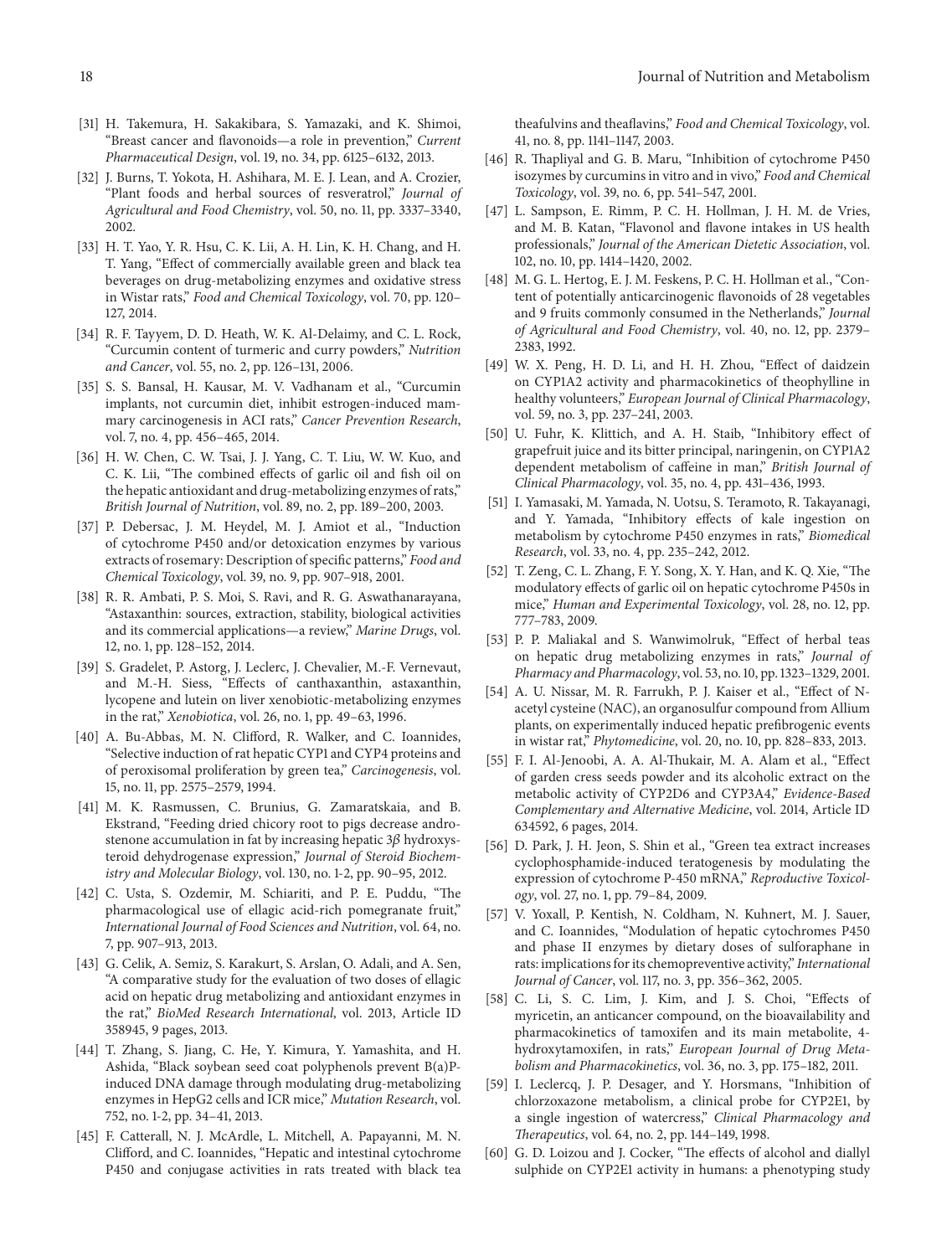[31] H. Takemura, H. Sakakibara, S. Yamazaki, and K. Shimoi, "Breast cancer and flavonoids—a role in prevention," *Current Pharmaceutical Design*, vol. 19, no. 34, pp. 6125–6132, 2013.

[32] J. Burns, T. Yokota, H. Ashihara, M. E. J. Lean, and A. Crozier, "Plant foods and herbal sources of resveratrol," *Journal of Agricultural and Food Chemistry*, vol. 50, no. 11, pp. 3337–3340, 2002.

[33] H. T. Yao, Y. R. Hsu, C. K. Lii, A. H. Lin, K. H. Chang, and H. T. Yang, "Effect of commercially available green and black tea beverages on drug-metabolizing enzymes and oxidative stress in Wistar rats," *Food and Chemical Toxicology*, vol. 70, pp. 120–127, 2014.

[34] R. F. Tayyem, D. D. Heath, W. K. Al-Delaimy, and C. L. Rock, "Curcumin content of turmeric and curry powders," *Nutrition and Cancer*, vol. 55, no. 2, pp. 126–131, 2006.

[35] S. S. Bansal, H. Kausar, M. V. Vadhanam et al., "Curcumin implants, not curcumin diet, inhibit estrogen-induced mammary carcinogenesis in ACI rats," *Cancer Prevention Research*, vol. 7, no. 4, pp. 456–465, 2014.

[36] H. W. Chen, C. W. Tsai, J. J. Yang, C. T. Liu, W. W. Kuo, and C. K. Lii, "The combined effects of garlic oil and fish oil on the hepatic antioxidant and drug-metabolizing enzymes of rats," *British Journal of Nutrition*, vol. 89, no. 2, pp. 189–200, 2003.

[37] P. Debersac, J. M. Heydel, M. J. Amiot et al., "Induction of cytochrome P450 and/or detoxication enzymes by various extracts of rosemary: Description of specific patterns," *Food and Chemical Toxicology*, vol. 39, no. 9, pp. 907–918, 2001.

[38] R. R. Ambati, P. S. Moi, S. Ravi, and R. G. Aswathanarayana, "Astaxanthin: sources, extraction, stability, biological activities and its commercial applications—a review," *Marine Drugs*, vol. 12, no. 1, pp. 128–152, 2014.

[39] S. Gradelet, P. Astorg, J. Leclerc, J. Chevalier, M.-F. Vernevaut, and M.-H. Siess, "Effects of canthaxanthin, astaxanthin, lycopene and lutein on liver xenobiotic-metabolizing enzymes in the rat," *Xenobiotica*, vol. 26, no. 1, pp. 49–63, 1996.

[40] A. Bu-Abbas, M. N. Clifford, R. Walker, and C. Ioannides, "Selective induction of rat hepatic CYP1 and CYP4 proteins and of peroxisomal proliferation by green tea," *Carcinogenesis*, vol. 15, no. 11, pp. 2575–2579, 1994.

[41] M. K. Rasmussen, C. Brunius, G. Zamaratskaia, and B. Ekstrand, "Feeding dried chicory root to pigs decrease androstenone accumulation in fat by increasing hepatic 3$\beta$ hydroxysteroid dehydrogenase expression," *Journal of Steroid Biochemistry and Molecular Biology*, vol. 130, no. 1-2, pp. 90–95, 2012.

[42] C. Usta, S. Ozdemir, M. Schiariti, and P. E. Puddu, "The pharmacological use of ellagic acid-rich pomegranate fruit," *International Journal of Food Sciences and Nutrition*, vol. 64, no. 7, pp. 907–913, 2013.

[43] G. Celik, A. Semiz, S. Karakurt, S. Arslan, O. Adali, and A. Sen, "A comparative study for the evaluation of two doses of ellagic acid on hepatic drug metabolizing and antioxidant enzymes in the rat," *BioMed Research International*, vol. 2013, Article ID 358945, 9 pages, 2013.

[44] T. Zhang, S. Jiang, C. He, Y. Kimura, Y. Yamashita, and H. Ashida, "Black soybean seed coat polyphenols prevent B(a)P-induced DNA damage through modulating drug-metabolizing enzymes in HepG2 cells and ICR mice," *Mutation Research*, vol. 752, no. 1-2, pp. 34–41, 2013.

[45] F. Catterall, N. J. McArdle, L. Mitchell, A. Papayanni, M. N. Clifford, and C. Ioannides, "Hepatic and intestinal cytochrome P450 and conjugase activities in rats treated with black tea theafulvins and theaflavins," *Food and Chemical Toxicology*, vol. 41, no. 8, pp. 1141–1147, 2003.

[46] R. Thapliyal and G. B. Maru, "Inhibition of cytochrome P450 isozymes by curcumins in vitro and in vivo," *Food and Chemical Toxicology*, vol. 39, no. 6, pp. 541–547, 2001.

[47] L. Sampson, E. Rimm, P. C. H. Hollman, J. H. M. de Vries, and M. B. Katan, "Flavonol and flavone intakes in US health professionals," *Journal of the American Dietetic Association*, vol. 102, no. 10, pp. 1414–1420, 2002.

[48] M. G. L. Hertog, E. J. M. Feskens, P. C. H. Hollman et al., "Content of potentially anticarcinogenic flavonoids of 28 vegetables and 9 fruits commonly consumed in the Netherlands," *Journal of Agricultural and Food Chemistry*, vol. 40, no. 12, pp. 2379–2383, 1992.

[49] W. X. Peng, H. D. Li, and H. H. Zhou, "Effect of daidzein on CYP1A2 activity and pharmacokinetics of theophylline in healthy volunteers," *European Journal of Clinical Pharmacology*, vol. 59, no. 3, pp. 237–241, 2003.

[50] U. Fuhr, K. Klittich, and A. H. Staib, "Inhibitory effect of grapefruit juice and its bitter principal, naringenin, on CYP1A2 dependent metabolism of caffeine in man," *British Journal of Clinical Pharmacology*, vol. 35, no. 4, pp. 431–436, 1993.

[51] I. Yamasaki, M. Yamada, N. Uotsu, S. Teramoto, R. Takayanagi, and Y. Yamada, "Inhibitory effects of kale ingestion on metabolism by cytochrome P450 enzymes in rats," *Biomedical Research*, vol. 33, no. 4, pp. 235–242, 2012.

[52] T. Zeng, C. L. Zhang, F. Y. Song, X. Y. Han, and K. Q. Xie, "The modulatory effects of garlic oil on hepatic cytochrome P450s in mice," *Human and Experimental Toxicology*, vol. 28, no. 12, pp. 777–783, 2009.

[53] P. P. Maliakal and S. Wanwimolruk, "Effect of herbal teas on hepatic drug metabolizing enzymes in rats," *Journal of Pharmacy and Pharmacology*, vol. 53, no. 10, pp. 1323–1329, 2001.

[54] A. U. Nissar, M. R. Farrukh, P. J. Kaiser et al., "Effect of N-acetyl cysteine (NAC), an organosulfur compound from Allium plants, on experimentally induced hepatic prefibrogenic events in wistar rat," *Phytomedicine*, vol. 20, no. 10, pp. 828–833, 2013.

[55] F. I. Al-Jenoobi, A. A. Al-Thukair, M. A. Alam et al., "Effect of garden cress seeds powder and its alcoholic extract on the metabolic activity of CYP2D6 and CYP3A4," *Evidence-Based Complementary and Alternative Medicine*, vol. 2014, Article ID 634592, 6 pages, 2014.

[56] D. Park, J. H. Jeon, S. Shin et al., "Green tea extract increases cyclophosphamide-induced teratogenesis by modulating the expression of cytochrome P-450 mRNA," *Reproductive Toxicology*, vol. 27, no. 1, pp. 79–84, 2009.

[57] V. Yoxall, P. Kentish, N. Coldham, N. Kuhnert, M. J. Sauer, and C. Ioannides, "Modulation of hepatic cytochromes P450 and phase II enzymes by dietary doses of sulforaphane in rats: implications for its chemopreventive activity," *International Journal of Cancer*, vol. 117, no. 3, pp. 356–362, 2005.

[58] C. Li, S. C. Lim, J. Kim, and J. S. Choi, "Effects of myricetin, an anticancer compound, on the bioavailability and pharmacokinetics of tamoxifen and its main metabolite, 4-hydroxytamoxifen, in rats," *European Journal of Drug Metabolism and Pharmacokinetics*, vol. 36, no. 3, pp. 175–182, 2011.

[59] I. Leclercq, J. P. Desager, and Y. Horsmans, "Inhibition of chlorzoxazone metabolism, a clinical probe for CYP2E1, by a single ingestion of watercress," *Clinical Pharmacology and Therapeutics*, vol. 64, no. 2, pp. 144–149, 1998.

[60] G. D. Loizou and J. Cocker, "The effects of alcohol and diallyl sulphide on CYP2E1 activity in humans: a phenotyping study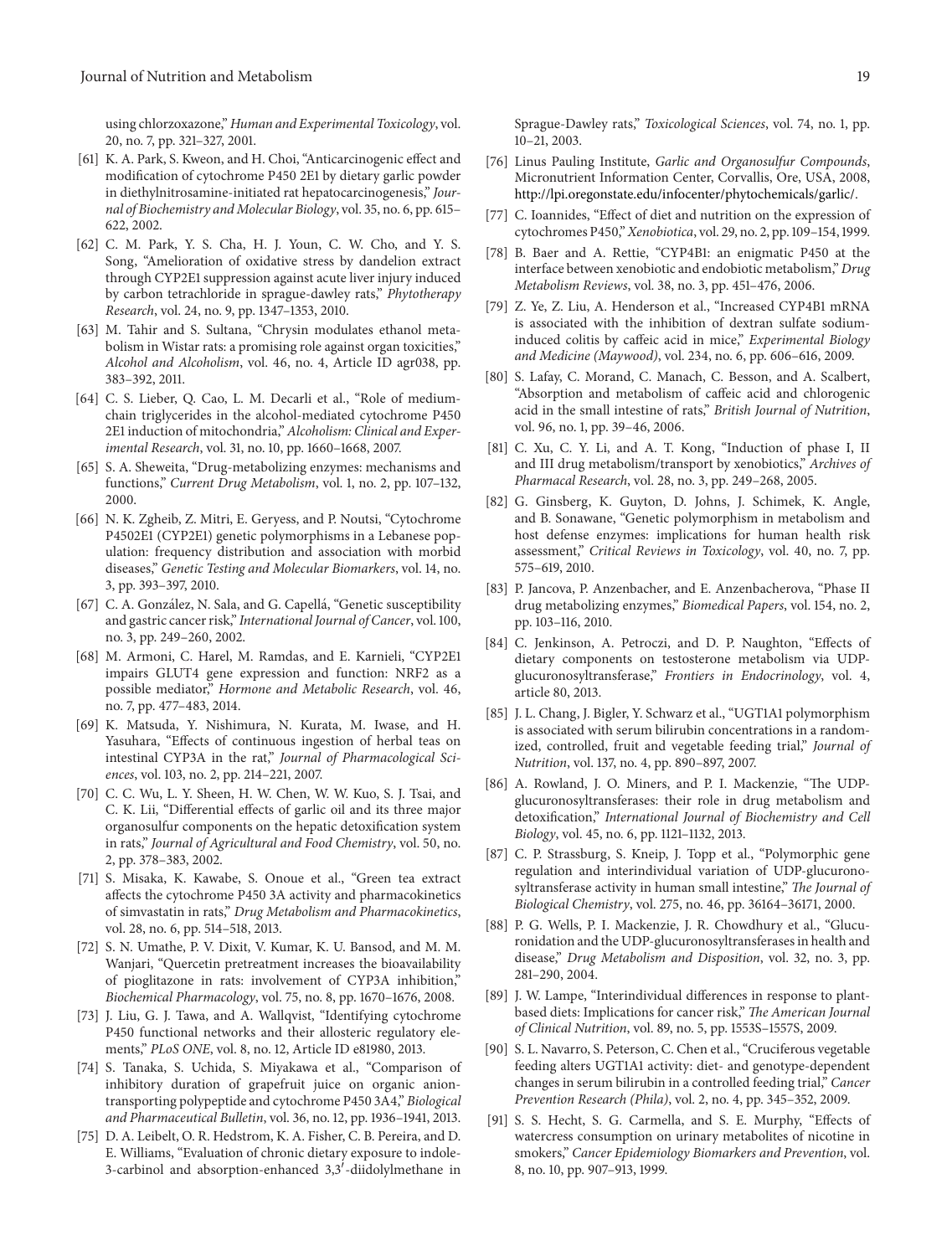using chlorzoxazone," *Human and Experimental Toxicology*, vol. 20, no. 7, pp. 321–327, 2001.

[61] K. A. Park, S. Kweon, and H. Choi, "Anticarcinogenic effect and modification of cytochrome P450 2E1 by dietary garlic powder in diethylnitrosamine-initiated rat hepatocarcinogenesis," *Journal of Biochemistry and Molecular Biology*, vol. 35, no. 6, pp. 615–622, 2002.

[62] C. M. Park, Y. S. Cha, H. J. Youn, C. W. Cho, and Y. S. Song, "Amelioration of oxidative stress by dandelion extract through CYP2E1 suppression against acute liver injury induced by carbon tetrachloride in sprague-dawley rats," *Phytotherapy Research*, vol. 24, no. 9, pp. 1347–1353, 2010.

[63] M. Tahir and S. Sultana, "Chrysin modulates ethanol metabolism in Wistar rats: a promising role against organ toxicities," *Alcohol and Alcoholism*, vol. 46, no. 4, Article ID agr038, pp. 383–392, 2011.

[64] C. S. Lieber, Q. Cao, L. M. Decarli et al., "Role of medium-chain triglycerides in the alcohol-mediated cytochrome P450 2E1 induction of mitochondria," *Alcoholism: Clinical and Experimental Research*, vol. 31, no. 10, pp. 1660–1668, 2007.

[65] S. A. Sheweita, "Drug-metabolizing enzymes: mechanisms and functions," *Current Drug Metabolism*, vol. 1, no. 2, pp. 107–132, 2000.

[66] N. K. Zgheib, Z. Mitri, E. Geryess, and P. Noutsi, "Cytochrome P4502E1 (CYP2E1) genetic polymorphisms in a Lebanese population: frequency distribution and association with morbid diseases," *Genetic Testing and Molecular Biomarkers*, vol. 14, no. 3, pp. 393–397, 2010.

[67] C. A. González, N. Sala, and G. Capellá, "Genetic susceptibility and gastric cancer risk," *International Journal of Cancer*, vol. 100, no. 3, pp. 249–260, 2002.

[68] M. Armoni, C. Harel, M. Ramdas, and E. Karnieli, "CYP2E1 impairs GLUT4 gene expression and function: NRF2 as a possible mediator," *Hormone and Metabolic Research*, vol. 46, no. 7, pp. 477–483, 2014.

[69] K. Matsuda, Y. Nishimura, N. Kurata, M. Iwase, and H. Yasuhara, "Effects of continuous ingestion of herbal teas on intestinal CYP3A in the rat," *Journal of Pharmacological Sciences*, vol. 103, no. 2, pp. 214–221, 2007.

[70] C. C. Wu, L. Y. Sheen, H. W. Chen, W. W. Kuo, S. J. Tsai, and C. K. Lii, "Differential effects of garlic oil and its three major organosulfur components on the hepatic detoxification system in rats," *Journal of Agricultural and Food Chemistry*, vol. 50, no. 2, pp. 378–383, 2002.

[71] S. Misaka, K. Kawabe, S. Onoue et al., "Green tea extract affects the cytochrome P450 3A activity and pharmacokinetics of simvastatin in rats," *Drug Metabolism and Pharmacokinetics*, vol. 28, no. 6, pp. 514–518, 2013.

[72] S. N. Umathe, P. V. Dixit, V. Kumar, K. U. Bansod, and M. M. Wanjari, "Quercetin pretreatment increases the bioavailability of pioglitazone in rats: involvement of CYP3A inhibition," *Biochemical Pharmacology*, vol. 75, no. 8, pp. 1670–1676, 2008.

[73] J. Liu, G. J. Tawa, and A. Wallqvist, "Identifying cytochrome P450 functional networks and their allosteric regulatory elements," *PLoS ONE*, vol. 8, no. 12, Article ID e81980, 2013.

[74] S. Tanaka, S. Uchida, S. Miyakawa et al., "Comparison of inhibitory duration of grapefruit juice on organic anion-transporting polypeptide and cytochrome P450 3A4," *Biological and Pharmaceutical Bulletin*, vol. 36, no. 12, pp. 1936–1941, 2013.

[75] D. A. Leibelt, O. R. Hedstrom, K. A. Fisher, C. B. Pereira, and D. E. Williams, "Evaluation of chronic dietary exposure to indole-3-carbinol and absorption-enhanced 3,3′-diidolylmethane in Sprague-Dawley rats," *Toxicological Sciences*, vol. 74, no. 1, pp. 10–21, 2003.

[76] Linus Pauling Institute, *Garlic and Organosulfur Compounds*, Micronutrient Information Center, Corvallis, Ore, USA, 2008, http://lpi.oregonstate.edu/infocenter/phytochemicals/garlic/.

[77] C. Ioannides, "Effect of diet and nutrition on the expression of cytochromes P450," *Xenobiotica*, vol. 29, no. 2, pp. 109–154, 1999.

[78] B. Baer and A. Rettie, "CYP4B1: an enigmatic P450 at the interface between xenobiotic and endobiotic metabolism," *Drug Metabolism Reviews*, vol. 38, no. 3, pp. 451–476, 2006.

[79] Z. Ye, Z. Liu, A. Henderson et al., "Increased CYP4B1 mRNA is associated with the inhibition of dextran sulfate sodium-induced colitis by caffeic acid in mice," *Experimental Biology and Medicine (Maywood)*, vol. 234, no. 6, pp. 606–616, 2009.

[80] S. Lafay, C. Morand, C. Manach, C. Besson, and A. Scalbert, "Absorption and metabolism of caffeic acid and chlorogenic acid in the small intestine of rats," *British Journal of Nutrition*, vol. 96, no. 1, pp. 39–46, 2006.

[81] C. Xu, C. Y. Li, and A. T. Kong, "Induction of phase I, II and III drug metabolism/transport by xenobiotics," *Archives of Pharmacal Research*, vol. 28, no. 3, pp. 249–268, 2005.

[82] G. Ginsberg, K. Guyton, D. Johns, J. Schimek, K. Angle, and B. Sonawane, "Genetic polymorphism in metabolism and host defense enzymes: implications for human health risk assessment," *Critical Reviews in Toxicology*, vol. 40, no. 7, pp. 575–619, 2010.

[83] P. Jancova, P. Anzenbacher, and E. Anzenbacherova, "Phase II drug metabolizing enzymes," *Biomedical Papers*, vol. 154, no. 2, pp. 103–116, 2010.

[84] C. Jenkinson, A. Petroczi, and D. P. Naughton, "Effects of dietary components on testosterone metabolism via UDP-glucuronosyltransferase," *Frontiers in Endocrinology*, vol. 4, article 80, 2013.

[85] J. L. Chang, J. Bigler, Y. Schwarz et al., "UGT1A1 polymorphism is associated with serum bilirubin concentrations in a randomized, controlled, fruit and vegetable feeding trial," *Journal of Nutrition*, vol. 137, no. 4, pp. 890–897, 2007.

[86] A. Rowland, J. O. Miners, and P. I. Mackenzie, "The UDP-glucuronosyltransferases: their role in drug metabolism and detoxification," *International Journal of Biochemistry and Cell Biology*, vol. 45, no. 6, pp. 1121–1132, 2013.

[87] C. P. Strassburg, S. Kneip, J. Topp et al., "Polymorphic gene regulation and interindividual variation of UDP-glucuronosyltransferase activity in human small intestine," *The Journal of Biological Chemistry*, vol. 275, no. 46, pp. 36164–36171, 2000.

[88] P. G. Wells, P. I. Mackenzie, J. R. Chowdhury et al., "Glucuronidation and the UDP-glucuronosyltransferases in health and disease," *Drug Metabolism and Disposition*, vol. 32, no. 3, pp. 281–290, 2004.

[89] J. W. Lampe, "Interindividual differences in response to plant-based diets: Implications for cancer risk," *The American Journal of Clinical Nutrition*, vol. 89, no. 5, pp. 1553S–1557S, 2009.

[90] S. L. Navarro, S. Peterson, C. Chen et al., "Cruciferous vegetable feeding alters UGT1A1 activity: diet- and genotype-dependent changes in serum bilirubin in a controlled feeding trial," *Cancer Prevention Research (Phila)*, vol. 2, no. 4, pp. 345–352, 2009.

[91] S. S. Hecht, S. G. Carmella, and S. E. Murphy, "Effects of watercress consumption on urinary metabolites of nicotine in smokers," *Cancer Epidemiology Biomarkers and Prevention*, vol. 8, no. 10, pp. 907–913, 1999.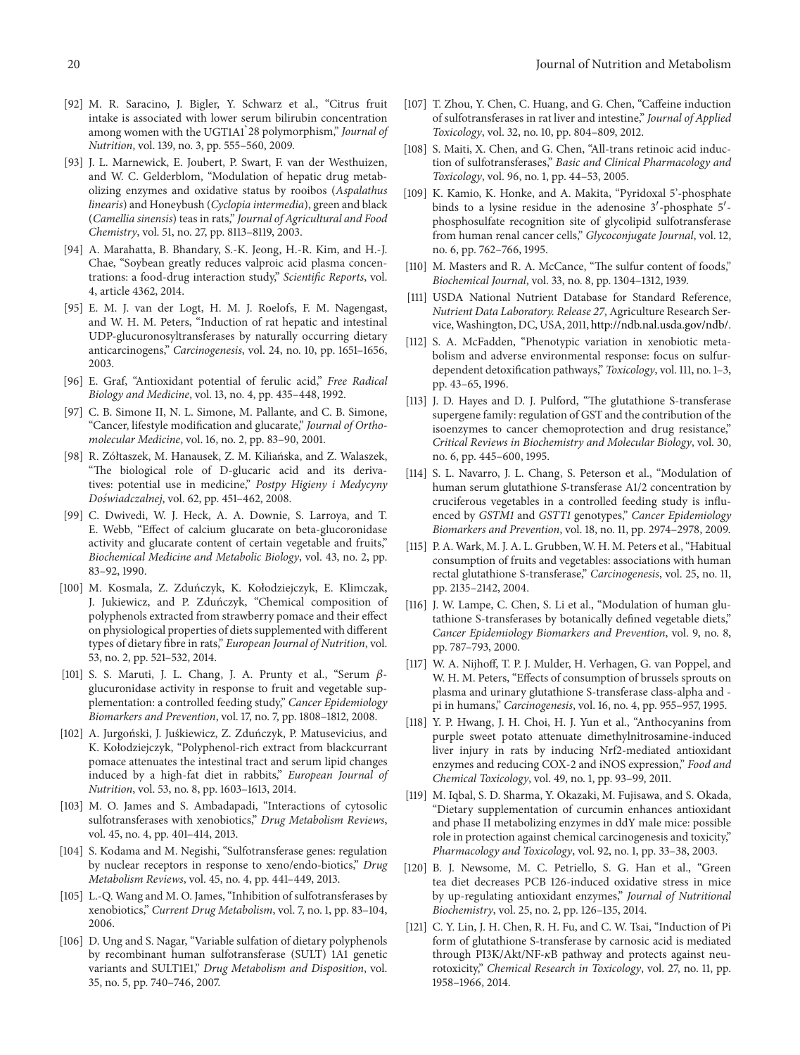[92] M. R. Saracino, J. Bigler, Y. Schwarz et al., "Citrus fruit intake is associated with lower serum bilirubin concentration among women with the UGT1A1*28 polymorphism," *Journal of Nutrition*, vol. 139, no. 3, pp. 555–560, 2009.

[93] J. L. Marnewick, E. Joubert, P. Swart, F. van der Westhuizen, and W. C. Gelderblom, "Modulation of hepatic drug metabolizing enzymes and oxidative status by rooibos (*Aspalathus linearis*) and Honeybush (*Cyclopia intermedia*), green and black (*Camellia sinensis*) teas in rats," *Journal of Agricultural and Food Chemistry*, vol. 51, no. 27, pp. 8113–8119, 2003.

[94] A. Marahatta, B. Bhandary, S.-K. Jeong, H.-R. Kim, and H.-J. Chae, "Soybean greatly reduces valproic acid plasma concentrations: a food-drug interaction study," *Scientific Reports*, vol. 4, article 4362, 2014.

[95] E. M. J. van der Logt, H. M. J. Roelofs, F. M. Nagengast, and W. H. M. Peters, "Induction of rat hepatic and intestinal UDP-glucuronosyltransferases by naturally occurring dietary anticarcinogens," *Carcinogenesis*, vol. 24, no. 10, pp. 1651–1656, 2003.

[96] E. Graf, "Antioxidant potential of ferulic acid," *Free Radical Biology and Medicine*, vol. 13, no. 4, pp. 435–448, 1992.

[97] C. B. Simone II, N. L. Simone, M. Pallante, and C. B. Simone, "Cancer, lifestyle modification and glucarate," *Journal of Orthomolecular Medicine*, vol. 16, no. 2, pp. 83–90, 2001.

[98] R. Zółtaszek, M. Hanausek, Z. M. Kiliańska, and Z. Walaszek, "The biological role of D-glucaric acid and its derivatives: potential use in medicine," *Postpy Higieny i Medycyny Doświadczalnej*, vol. 62, pp. 451–462, 2008.

[99] C. Dwivedi, W. J. Heck, A. A. Downie, S. Larroya, and T. E. Webb, "Effect of calcium glucarate on beta-glucoronidase activity and glucarate content of certain vegetable and fruits," *Biochemical Medicine and Metabolic Biology*, vol. 43, no. 2, pp. 83–92, 1990.

[100] M. Kosmala, Z. Zduńczyk, K. Kołodziejczyk, E. Klimczak, J. Jukiewicz, and P. Zduńczyk, "Chemical composition of polyphenols extracted from strawberry pomace and their effect on physiological properties of diets supplemented with different types of dietary fibre in rats," *European Journal of Nutrition*, vol. 53, no. 2, pp. 521–532, 2014.

[101] S. S. Maruti, J. L. Chang, J. A. Prunty et al., "Serum $\beta$-glucuronidase activity in response to fruit and vegetable supplementation: a controlled feeding study," *Cancer Epidemiology Biomarkers and Prevention*, vol. 17, no. 7, pp. 1808–1812, 2008.

[102] A. Jurgoński, J. Juśkiewicz, Z. Zduńczyk, P. Matusevicius, and K. Kołodziejczyk, "Polyphenol-rich extract from blackcurrant pomace attenuates the intestinal tract and serum lipid changes induced by a high-fat diet in rabbits," *European Journal of Nutrition*, vol. 53, no. 8, pp. 1603–1613, 2014.

[103] M. O. James and S. Ambadapadi, "Interactions of cytosolic sulfotransferases with xenobiotics," *Drug Metabolism Reviews*, vol. 45, no. 4, pp. 401–414, 2013.

[104] S. Kodama and M. Negishi, "Sulfotransferase genes: regulation by nuclear receptors in response to xeno/endo-biotics," *Drug Metabolism Reviews*, vol. 45, no. 4, pp. 441–449, 2013.

[105] L.-Q. Wang and M. O. James, "Inhibition of sulfotransferases by xenobiotics," *Current Drug Metabolism*, vol. 7, no. 1, pp. 83–104, 2006.

[106] D. Ung and S. Nagar, "Variable sulfation of dietary polyphenols by recombinant human sulfotransferase (SULT) 1A1 genetic variants and SULT1E1," *Drug Metabolism and Disposition*, vol. 35, no. 5, pp. 740–746, 2007.

[107] T. Zhou, Y. Chen, C. Huang, and G. Chen, "Caffeine induction of sulfotransferases in rat liver and intestine," *Journal of Applied Toxicology*, vol. 32, no. 10, pp. 804–809, 2012.

[108] S. Maiti, X. Chen, and G. Chen, "All-trans retinoic acid induction of sulfotransferases," *Basic and Clinical Pharmacology and Toxicology*, vol. 96, no. 1, pp. 44–53, 2005.

[109] K. Kamio, K. Honke, and A. Makita, "Pyridoxal 5'-phosphate binds to a lysine residue in the adenosine $3'$-phosphate $5'$-phosphosulfate recognition site of glycolipid sulfotransferase from human renal cancer cells," *Glycoconjugate Journal*, vol. 12, no. 6, pp. 762–766, 1995.

[110] M. Masters and R. A. McCance, "The sulfur content of foods," *Biochemical Journal*, vol. 33, no. 8, pp. 1304–1312, 1939.

[111] USDA National Nutrient Database for Standard Reference, *Nutrient Data Laboratory. Release 27*, Agriculture Research Service, Washington, DC, USA, 2011, http://ndb.nal.usda.gov/ndb/.

[112] S. A. McFadden, "Phenotypic variation in xenobiotic metabolism and adverse environmental response: focus on sulfur-dependent detoxification pathways," *Toxicology*, vol. 111, no. 1–3, pp. 43–65, 1996.

[113] J. D. Hayes and D. J. Pulford, "The glutathione S-transferase supergene family: regulation of GST and the contribution of the isoenzymes to cancer chemoprotection and drug resistance," *Critical Reviews in Biochemistry and Molecular Biology*, vol. 30, no. 6, pp. 445–600, 1995.

[114] S. L. Navarro, J. L. Chang, S. Peterson et al., "Modulation of human serum glutathione *S*-transferase A1/2 concentration by cruciferous vegetables in a controlled feeding study is influenced by *GSTM1* and *GSTT1* genotypes," *Cancer Epidemiology Biomarkers and Prevention*, vol. 18, no. 11, pp. 2974–2978, 2009.

[115] P. A. Wark, M. J. A. L. Grubben, W. H. M. Peters et al., "Habitual consumption of fruits and vegetables: associations with human rectal glutathione S-transferase," *Carcinogenesis*, vol. 25, no. 11, pp. 2135–2142, 2004.

[116] J. W. Lampe, C. Chen, S. Li et al., "Modulation of human glutathione S-transferases by botanically defined vegetable diets," *Cancer Epidemiology Biomarkers and Prevention*, vol. 9, no. 8, pp. 787–793, 2000.

[117] W. A. Nijhoff, T. P. J. Mulder, H. Verhagen, G. van Poppel, and W. H. M. Peters, "Effects of consumption of brussels sprouts on plasma and urinary glutathione S-transferase class-alpha and -pi in humans," *Carcinogenesis*, vol. 16, no. 4, pp. 955–957, 1995.

[118] Y. P. Hwang, J. H. Choi, H. J. Yun et al., "Anthocyanins from purple sweet potato attenuate dimethylnitrosamine-induced liver injury in rats by inducing Nrf2-mediated antioxidant enzymes and reducing COX-2 and iNOS expression," *Food and Chemical Toxicology*, vol. 49, no. 1, pp. 93–99, 2011.

[119] M. Iqbal, S. D. Sharma, Y. Okazaki, M. Fujisawa, and S. Okada, "Dietary supplementation of curcumin enhances antioxidant and phase II metabolizing enzymes in ddY male mice: possible role in protection against chemical carcinogenesis and toxicity," *Pharmacology and Toxicology*, vol. 92, no. 1, pp. 33–38, 2003.

[120] B. J. Newsome, M. C. Petriello, S. G. Han et al., "Green tea diet decreases PCB 126-induced oxidative stress in mice by up-regulating antioxidant enzymes," *Journal of Nutritional Biochemistry*, vol. 25, no. 2, pp. 126–135, 2014.

[121] C. Y. Lin, J. H. Chen, R. H. Fu, and C. W. Tsai, "Induction of Pi form of glutathione S-transferase by carnosic acid is mediated through PI3K/Akt/NF-$\kappa$B pathway and protects against neurotoxicity," *Chemical Research in Toxicology*, vol. 27, no. 11, pp. 1958–1966, 2014.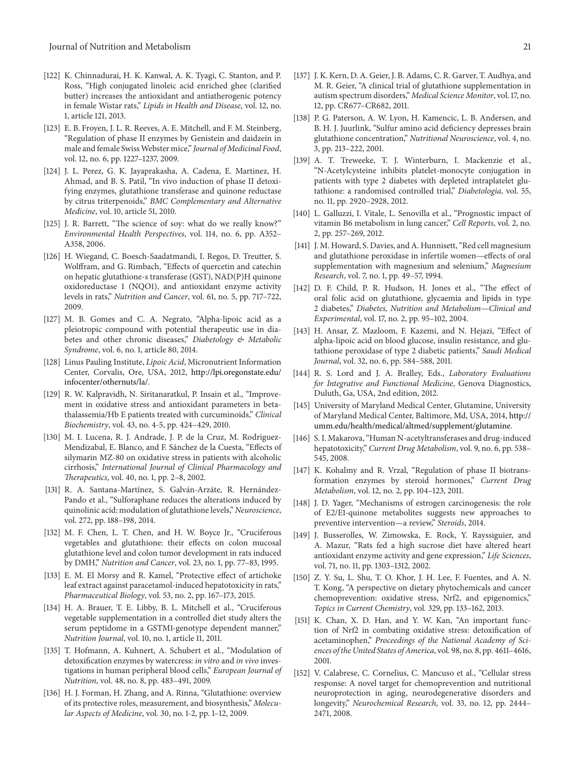[122] K. Chinnadurai, H. K. Kanwal, A. K. Tyagi, C. Stanton, and P. Ross, "High conjugated linoleic acid enriched ghee (clarified butter) increases the antioxidant and antiatherogenic potency in female Wistar rats," *Lipids in Health and Disease*, vol. 12, no. 1, article 121, 2013.

[123] E. B. Froyen, J. L. R. Reeves, A. E. Mitchell, and F. M. Steinberg, "Regulation of phase II enzymes by Genistein and daidzein in male and female Swiss Webster mice," *Journal of Medicinal Food*, vol. 12, no. 6, pp. 1227–1237, 2009.

[124] J. L. Perez, G. K. Jayaprakasha, A. Cadena, E. Martinez, H. Ahmad, and B. S. Patil, "In vivo induction of phase II detoxifying enzymes, glutathione transferase and quinone reductase by citrus triterpenoids," *BMC Complementary and Alternative Medicine*, vol. 10, article 51, 2010.

[125] J. R. Barrett, "The science of soy: what do we really know?" *Environmental Health Perspectives*, vol. 114, no. 6, pp. A352–A358, 2006.

[126] H. Wiegand, C. Boesch-Saadatmandi, I. Regos, D. Treutter, S. Wolffram, and G. Rimbach, "Effects of quercetin and catechin on hepatic glutathione-s transferase (GST), NAD(P)H quinone oxidoreductase 1 (NQO1), and antioxidant enzyme activity levels in rats," *Nutrition and Cancer*, vol. 61, no. 5, pp. 717–722, 2009.

[127] M. B. Gomes and C. A. Negrato, "Alpha-lipoic acid as a pleiotropic compound with potential therapeutic use in diabetes and other chronic diseases," *Diabetology & Metabolic Syndrome*, vol. 6, no. 1, article 80, 2014.

[128] Linus Pauling Institute, *Lipoic Acid*, Micronutrient Information Center, Corvalis, Ore, USA, 2012, http://lpi.oregonstate.edu/infocenter/othernuts/la/.

[129] R. W. Kalpravidh, N. Siritanaratkul, P. Insain et al., "Improvement in oxidative stress and antioxidant parameters in beta-thalassemia/Hb E patients treated with curcuminoids," *Clinical Biochemistry*, vol. 43, no. 4-5, pp. 424–429, 2010.

[130] M. I. Lucena, R. J. Andrade, J. P. de la Cruz, M. Rodriguez-Mendizabal, E. Blanco, and F. Sánchez de la Cuesta, "Effects of silymarin MZ-80 on oxidative stress in patients with alcoholic cirrhosis," *International Journal of Clinical Pharmacology and Therapeutics*, vol. 40, no. 1, pp. 2–8, 2002.

[131] R. A. Santana-Martínez, S. Galván-Arzáte, R. Hernández-Pando et al., "Sulforaphane reduces the alterations induced by quinolinic acid: modulation of glutathione levels," *Neuroscience*, vol. 272, pp. 188–198, 2014.

[132] M. F. Chen, L. T. Chen, and H. W. Boyce Jr., "Cruciferous vegetables and glutathione: their effects on colon mucosal glutathione level and colon tumor development in rats induced by DMH," *Nutrition and Cancer*, vol. 23, no. 1, pp. 77–83, 1995.

[133] E. M. El Morsy and R. Kamel, "Protective effect of artichoke leaf extract against paracetamol-induced hepatotoxicity in rats," *Pharmaceutical Biology*, vol. 53, no. 2, pp. 167–173, 2015.

[134] H. A. Brauer, T. E. Libby, B. L. Mitchell et al., "Cruciferous vegetable supplementation in a controlled diet study alters the serum peptidome in a GSTM1-genotype dependent manner," *Nutrition Journal*, vol. 10, no. 1, article 11, 2011.

[135] T. Hofmann, A. Kuhnert, A. Schubert et al., "Modulation of detoxification enzymes by watercress: *in vitro* and *in vivo* investigations in human peripheral blood cells," *European Journal of Nutrition*, vol. 48, no. 8, pp. 483–491, 2009.

[136] H. J. Forman, H. Zhang, and A. Rinna, "Glutathione: overview of its protective roles, measurement, and biosynthesis," *Molecular Aspects of Medicine*, vol. 30, no. 1-2, pp. 1–12, 2009.

[137] J. K. Kern, D. A. Geier, J. B. Adams, C. R. Garver, T. Audhya, and M. R. Geier, "A clinical trial of glutathione supplementation in autism spectrum disorders," *Medical Science Monitor*, vol. 17, no. 12, pp. CR677–CR682, 2011.

[138] P. G. Paterson, A. W. Lyon, H. Kamencic, L. B. Andersen, and B. H. J. Juurlink, "Sulfur amino acid deficiency depresses brain glutathione concentration," *Nutritional Neuroscience*, vol. 4, no. 3, pp. 213–222, 2001.

[139] A. T. Treweeke, T. J. Winterburn, I. Mackenzie et al., "N-Acetylcysteine inhibits platelet-monocyte conjugation in patients with type 2 diabetes with depleted intraplatelet glutathione: a randomised controlled trial," *Diabetologia*, vol. 55, no. 11, pp. 2920–2928, 2012.

[140] L. Galluzzi, I. Vitale, L. Senovilla et al., "Prognostic impact of vitamin B6 metabolism in lung cancer," *Cell Reports*, vol. 2, no. 2, pp. 257–269, 2012.

[141] J. M. Howard, S. Davies, and A. Hunnisett, "Red cell magnesium and glutathione peroxidase in infertile women—effects of oral supplementation with magnesium and selenium," *Magnesium Research*, vol. 7, no. 1, pp. 49–57, 1994.

[142] D. F. Child, P. R. Hudson, H. Jones et al., "The effect of oral folic acid on glutathione, glycaemia and lipids in type 2 diabetes," *Diabetes, Nutrition and Metabolism—Clinical and Experimental*, vol. 17, no. 2, pp. 95–102, 2004.

[143] H. Ansar, Z. Mazloom, F. Kazemi, and N. Hejazi, "Effect of alpha-lipoic acid on blood glucose, insulin resistance, and glutathione peroxidase of type 2 diabetic patients," *Saudi Medical Journal*, vol. 32, no. 6, pp. 584–588, 2011.

[144] R. S. Lord and J. A. Bralley, Eds., *Laboratory Evaluations for Integrative and Functional Medicine*, Genova Diagnostics, Duluth, Ga, USA, 2nd edition, 2012.

[145] University of Maryland Medical Center, Glutamine, University of Maryland Medical Center, Baltimore, Md, USA, 2014, http://umm.edu/health/medical/altmed/supplement/glutamine.

[146] S. I. Makarova, "Human N-acetyltransferases and drug-induced hepatotoxicity," *Current Drug Metabolism*, vol. 9, no. 6, pp. 538–545, 2008.

[147] K. Kohalmy and R. Vrzal, "Regulation of phase II biotransformation enzymes by steroid hormones," *Current Drug Metabolism*, vol. 12, no. 2, pp. 104–123, 2011.

[148] J. D. Yager, "Mechanisms of estrogen carcinogenesis: the role of E2/E1-quinone metabolites suggests new approaches to preventive intervention—a review," *Steroids*, 2014.

[149] J. Busserolles, W. Zimowska, E. Rock, Y. Rayssiguier, and A. Mazur, "Rats fed a high sucrose diet have altered heart antioxidant enzyme activity and gene expression," *Life Sciences*, vol. 71, no. 11, pp. 1303–1312, 2002.

[150] Z. Y. Su, L. Shu, T. O. Khor, J. H. Lee, F. Fuentes, and A. N. T. Kong, "A perspective on dietary phytochemicals and cancer chemoprevention: oxidative stress, Nrf2, and epigenomics," *Topics in Current Chemistry*, vol. 329, pp. 133–162, 2013.

[151] K. Chan, X. D. Han, and Y. W. Kan, "An important function of Nrf2 in combating oxidative stress: detoxification of acetaminophen," *Proceedings of the National Academy of Sciences of the United States of America*, vol. 98, no. 8, pp. 4611–4616, 2001.

[152] V. Calabrese, C. Cornelius, C. Mancuso et al., "Cellular stress response: A novel target for chemoprevention and nutritional neuroprotection in aging, neurodegenerative disorders and longevity," *Neurochemical Research*, vol. 33, no. 12, pp. 2444–2471, 2008.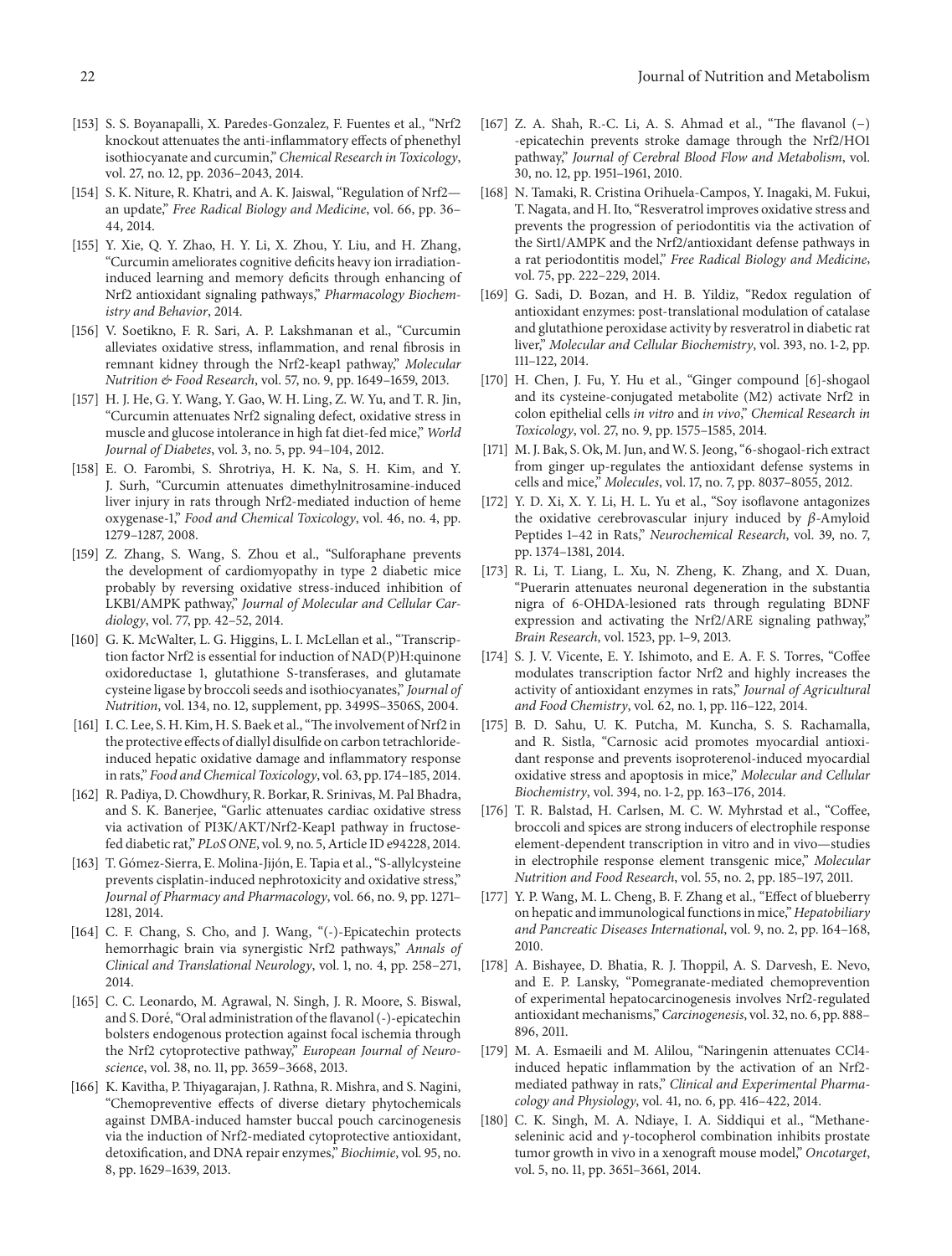[153] S. S. Boyanapalli, X. Paredes-Gonzalez, F. Fuentes et al., "Nrf2 knockout attenuates the anti-inflammatory effects of phenethyl isothiocyanate and curcumin," *Chemical Research in Toxicology*, vol. 27, no. 12, pp. 2036–2043, 2014.

[154] S. K. Niture, R. Khatri, and A. K. Jaiswal, "Regulation of Nrf2—an update," *Free Radical Biology and Medicine*, vol. 66, pp. 36–44, 2014.

[155] Y. Xie, Q. Y. Zhao, H. Y. Li, X. Zhou, Y. Liu, and H. Zhang, "Curcumin ameliorates cognitive deficits heavy ion irradiation-induced learning and memory deficits through enhancing of Nrf2 antioxidant signaling pathways," *Pharmacology Biochemistry and Behavior*, 2014.

[156] V. Soetikno, F. R. Sari, A. P. Lakshmanan et al., "Curcumin alleviates oxidative stress, inflammation, and renal fibrosis in remnant kidney through the Nrf2-keap1 pathway," *Molecular Nutrition & Food Research*, vol. 57, no. 9, pp. 1649–1659, 2013.

[157] H. J. He, G. Y. Wang, Y. Gao, W. H. Ling, Z. W. Yu, and T. R. Jin, "Curcumin attenuates Nrf2 signaling defect, oxidative stress in muscle and glucose intolerance in high fat diet-fed mice," *World Journal of Diabetes*, vol. 3, no. 5, pp. 94–104, 2012.

[158] E. O. Farombi, S. Shrotriya, H. K. Na, S. H. Kim, and Y. J. Surh, "Curcumin attenuates dimethylnitrosamine-induced liver injury in rats through Nrf2-mediated induction of heme oxygenase-1," *Food and Chemical Toxicology*, vol. 46, no. 4, pp. 1279–1287, 2008.

[159] Z. Zhang, S. Wang, S. Zhou et al., "Sulforaphane prevents the development of cardiomyopathy in type 2 diabetic mice probably by reversing oxidative stress-induced inhibition of LKB1/AMPK pathway," *Journal of Molecular and Cellular Cardiology*, vol. 77, pp. 42–52, 2014.

[160] G. K. McWalter, L. G. Higgins, L. I. McLellan et al., "Transcription factor Nrf2 is essential for induction of NAD(P)H:quinone oxidoreductase 1, glutathione S-transferases, and glutamate cysteine ligase by broccoli seeds and isothiocyanates," *Journal of Nutrition*, vol. 134, no. 12, supplement, pp. 3499S–3506S, 2004.

[161] I. C. Lee, S. H. Kim, H. S. Baek et al., "The involvement of Nrf2 in the protective effects of diallyl disulfide on carbon tetrachloride-induced hepatic oxidative damage and inflammatory response in rats," *Food and Chemical Toxicology*, vol. 63, pp. 174–185, 2014.

[162] R. Padiya, D. Chowdhury, R. Borkar, R. Srinivas, M. Pal Bhadra, and S. K. Banerjee, "Garlic attenuates cardiac oxidative stress via activation of PI3K/AKT/Nrf2-Keap1 pathway in fructose-fed diabetic rat," *PLoS ONE*, vol. 9, no. 5, Article ID e94228, 2014.

[163] T. Gómez-Sierra, E. Molina-Jijón, E. Tapia et al., "S-allylcysteine prevents cisplatin-induced nephrotoxicity and oxidative stress," *Journal of Pharmacy and Pharmacology*, vol. 66, no. 9, pp. 1271–1281, 2014.

[164] C. F. Chang, S. Cho, and J. Wang, "(-)-Epicatechin protects hemorrhagic brain via synergistic Nrf2 pathways," *Annals of Clinical and Translational Neurology*, vol. 1, no. 4, pp. 258–271, 2014.

[165] C. C. Leonardo, M. Agrawal, N. Singh, J. R. Moore, S. Biswal, and S. Doré, "Oral administration of the flavanol (-)-epicatechin bolsters endogenous protection against focal ischemia through the Nrf2 cytoprotective pathway," *European Journal of Neuroscience*, vol. 38, no. 11, pp. 3659–3668, 2013.

[166] K. Kavitha, P. Thiyagarajan, J. Rathna, R. Mishra, and S. Nagini, "Chemopreventive effects of diverse dietary phytochemicals against DMBA-induced hamster buccal pouch carcinogenesis via the induction of Nrf2-mediated cytoprotective antioxidant, detoxification, and DNA repair enzymes," *Biochimie*, vol. 95, no. 8, pp. 1629–1639, 2013.

[167] Z. A. Shah, R.-C. Li, A. S. Ahmad et al., "The flavanol (−)-epicatechin prevents stroke damage through the Nrf2/HO1 pathway," *Journal of Cerebral Blood Flow and Metabolism*, vol. 30, no. 12, pp. 1951–1961, 2010.

[168] N. Tamaki, R. Cristina Orihuela-Campos, Y. Inagaki, M. Fukui, T. Nagata, and H. Ito, "Resveratrol improves oxidative stress and prevents the progression of periodontitis via the activation of the Sirt1/AMPK and the Nrf2/antioxidant defense pathways in a rat periodontitis model," *Free Radical Biology and Medicine*, vol. 75, pp. 222–229, 2014.

[169] G. Sadi, D. Bozan, and H. B. Yildiz, "Redox regulation of antioxidant enzymes: post-translational modulation of catalase and glutathione peroxidase activity by resveratrol in diabetic rat liver," *Molecular and Cellular Biochemistry*, vol. 393, no. 1-2, pp. 111–122, 2014.

[170] H. Chen, J. Fu, Y. Hu et al., "Ginger compound [6]-shogaol and its cysteine-conjugated metabolite (M2) activate Nrf2 in colon epithelial cells *in vitro* and *in vivo*," *Chemical Research in Toxicology*, vol. 27, no. 9, pp. 1575–1585, 2014.

[171] M. J. Bak, S. Ok, M. Jun, and W. S. Jeong, "6-shogaol-rich extract from ginger up-regulates the antioxidant defense systems in cells and mice," *Molecules*, vol. 17, no. 7, pp. 8037–8055, 2012.

[172] Y. D. Xi, X. Y. Li, H. L. Yu et al., "Soy isoflavone antagonizes the oxidative cerebrovascular injury induced by $\beta$-Amyloid Peptides 1–42 in Rats," *Neurochemical Research*, vol. 39, no. 7, pp. 1374–1381, 2014.

[173] R. Li, T. Liang, L. Xu, N. Zheng, K. Zhang, and X. Duan, "Puerarin attenuates neuronal degeneration in the substantia nigra of 6-OHDA-lesioned rats through regulating BDNF expression and activating the Nrf2/ARE signaling pathway," *Brain Research*, vol. 1523, pp. 1–9, 2013.

[174] S. J. V. Vicente, E. Y. Ishimoto, and E. A. F. S. Torres, "Coffee modulates transcription factor Nrf2 and highly increases the activity of antioxidant enzymes in rats," *Journal of Agricultural and Food Chemistry*, vol. 62, no. 1, pp. 116–122, 2014.

[175] B. D. Sahu, U. K. Putcha, M. Kuncha, S. S. Rachamalla, and R. Sistla, "Carnosic acid promotes myocardial antioxidant response and prevents isoproterenol-induced myocardial oxidative stress and apoptosis in mice," *Molecular and Cellular Biochemistry*, vol. 394, no. 1-2, pp. 163–176, 2014.

[176] T. R. Balstad, H. Carlsen, M. C. W. Myhrstad et al., "Coffee, broccoli and spices are strong inducers of electrophile response element-dependent transcription in vitro and in vivo—studies in electrophile response element transgenic mice," *Molecular Nutrition and Food Research*, vol. 55, no. 2, pp. 185–197, 2011.

[177] Y. P. Wang, M. L. Cheng, B. F. Zhang et al., "Effect of blueberry on hepatic and immunological functions in mice," *Hepatobiliary and Pancreatic Diseases International*, vol. 9, no. 2, pp. 164–168, 2010.

[178] A. Bishayee, D. Bhatia, R. J. Thoppil, A. S. Darvesh, E. Nevo, and E. P. Lansky, "Pomegranate-mediated chemoprevention of experimental hepatocarcinogenesis involves Nrf2-regulated antioxidant mechanisms," *Carcinogenesis*, vol. 32, no. 6, pp. 888–896, 2011.

[179] M. A. Esmaeili and M. Alilou, "Naringenin attenuates CCl4-induced hepatic inflammation by the activation of an Nrf2-mediated pathway in rats," *Clinical and Experimental Pharmacology and Physiology*, vol. 41, no. 6, pp. 416–422, 2014.

[180] C. K. Singh, M. A. Ndiaye, I. A. Siddiqui et al., "Methaneseleninic acid and $\gamma$-tocopherol combination inhibits prostate tumor growth in vivo in a xenograft mouse model," *Oncotarget*, vol. 5, no. 11, pp. 3651–3661, 2014.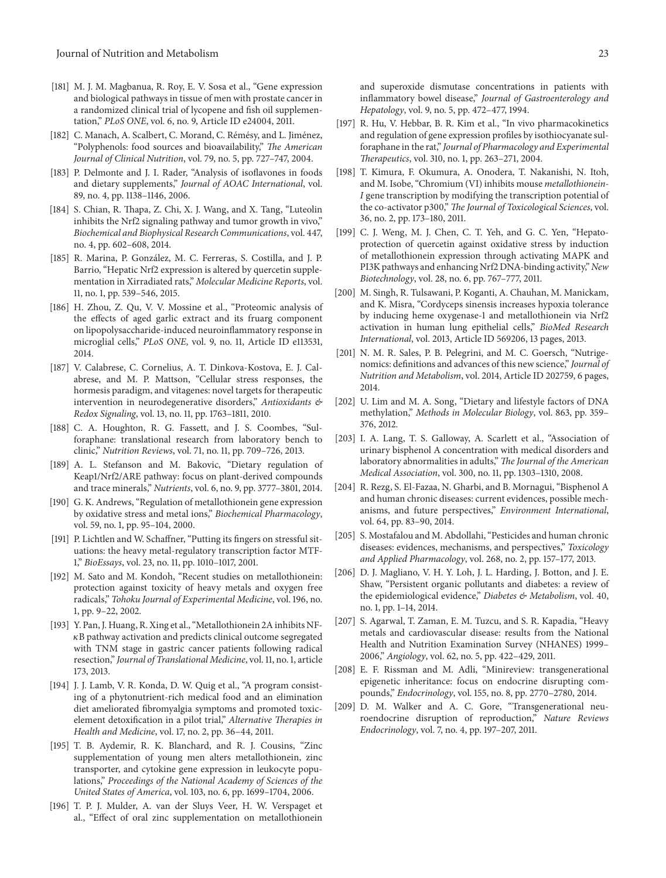[181] M. J. M. Magbanua, R. Roy, E. V. Sosa et al., "Gene expression and biological pathways in tissue of men with prostate cancer in a randomized clinical trial of lycopene and fish oil supplementation," *PLoS ONE*, vol. 6, no. 9, Article ID e24004, 2011.

[182] C. Manach, A. Scalbert, C. Morand, C. Rémésy, and L. Jiménez, "Polyphenols: food sources and bioavailability," *The American Journal of Clinical Nutrition*, vol. 79, no. 5, pp. 727–747, 2004.

[183] P. Delmonte and J. I. Rader, "Analysis of isoflavones in foods and dietary supplements," *Journal of AOAC International*, vol. 89, no. 4, pp. 1138–1146, 2006.

[184] S. Chian, R. Thapa, Z. Chi, X. J. Wang, and X. Tang, "Luteolin inhibits the Nrf2 signaling pathway and tumor growth in vivo," *Biochemical and Biophysical Research Communications*, vol. 447, no. 4, pp. 602–608, 2014.

[185] R. Marina, P. González, M. C. Ferreras, S. Costilla, and J. P. Barrio, "Hepatic Nrf2 expression is altered by quercetin supplementation in Xirradiated rats," *Molecular Medicine Reports*, vol. 11, no. 1, pp. 539–546, 2015.

[186] H. Zhou, Z. Qu, V. V. Mossine et al., "Proteomic analysis of the effects of aged garlic extract and its fruarg component on lipopolysaccharide-induced neuroinflammatory response in microglial cells," *PLoS ONE*, vol. 9, no. 11, Article ID e113531, 2014.

[187] V. Calabrese, C. Cornelius, A. T. Dinkova-Kostova, E. J. Calabrese, and M. P. Mattson, "Cellular stress responses, the hormesis paradigm, and vitagenes: novel targets for therapeutic intervention in neurodegenerative disorders," *Antioxidants & Redox Signaling*, vol. 13, no. 11, pp. 1763–1811, 2010.

[188] C. A. Houghton, R. G. Fassett, and J. S. Coombes, "Sulforaphane: translational research from laboratory bench to clinic," *Nutrition Reviews*, vol. 71, no. 11, pp. 709–726, 2013.

[189] A. L. Stefanson and M. Bakovic, "Dietary regulation of Keap1/Nrf2/ARE pathway: focus on plant-derived compounds and trace minerals," *Nutrients*, vol. 6, no. 9, pp. 3777–3801, 2014.

[190] G. K. Andrews, "Regulation of metallothionein gene expression by oxidative stress and metal ions," *Biochemical Pharmacology*, vol. 59, no. 1, pp. 95–104, 2000.

[191] P. Lichtlen and W. Schaffner, "Putting its fingers on stressful situations: the heavy metal-regulatory transcription factor MTF-1," *BioEssays*, vol. 23, no. 11, pp. 1010–1017, 2001.

[192] M. Sato and M. Kondoh, "Recent studies on metallothionein: protection against toxicity of heavy metals and oxygen free radicals," *Tohoku Journal of Experimental Medicine*, vol. 196, no. 1, pp. 9–22, 2002.

[193] Y. Pan, J. Huang, R. Xing et al., "Metallothionein 2A inhibits NF-$\kappa$B pathway activation and predicts clinical outcome segregated with TNM stage in gastric cancer patients following radical resection," *Journal of Translational Medicine*, vol. 11, no. 1, article 173, 2013.

[194] J. J. Lamb, V. R. Konda, D. W. Quig et al., "A program consisting of a phytonutrient-rich medical food and an elimination diet ameliorated fibromyalgia symptoms and promoted toxic-element detoxification in a pilot trial," *Alternative Therapies in Health and Medicine*, vol. 17, no. 2, pp. 36–44, 2011.

[195] T. B. Aydemir, R. K. Blanchard, and R. J. Cousins, "Zinc supplementation of young men alters metallothionein, zinc transporter, and cytokine gene expression in leukocyte populations," *Proceedings of the National Academy of Sciences of the United States of America*, vol. 103, no. 6, pp. 1699–1704, 2006.

[196] T. P. J. Mulder, A. van der Sluys Veer, H. W. Verspaget et al., "Effect of oral zinc supplementation on metallothionein and superoxide dismutase concentrations in patients with inflammatory bowel disease," *Journal of Gastroenterology and Hepatology*, vol. 9, no. 5, pp. 472–477, 1994.

[197] R. Hu, V. Hebbar, B. R. Kim et al., "In vivo pharmacokinetics and regulation of gene expression profiles by isothiocyanate sulforaphane in the rat," *Journal of Pharmacology and Experimental Therapeutics*, vol. 310, no. 1, pp. 263–271, 2004.

[198] T. Kimura, F. Okumura, A. Onodera, T. Nakanishi, N. Itoh, and M. Isobe, "Chromium (VI) inhibits mouse *metallothionein-I* gene transcription by modifying the transcription potential of the co-activator p300," *The Journal of Toxicological Sciences*, vol. 36, no. 2, pp. 173–180, 2011.

[199] C. J. Weng, M. J. Chen, C. T. Yeh, and G. C. Yen, "Hepatoprotection of quercetin against oxidative stress by induction of metallothionein expression through activating MAPK and PI3K pathways and enhancing Nrf2 DNA-binding activity," *New Biotechnology*, vol. 28, no. 6, pp. 767–777, 2011.

[200] M. Singh, R. Tulsawani, P. Koganti, A. Chauhan, M. Manickam, and K. Misra, "Cordyceps sinensis increases hypoxia tolerance by inducing heme oxygenase-1 and metallothionein via Nrf2 activation in human lung epithelial cells," *BioMed Research International*, vol. 2013, Article ID 569206, 13 pages, 2013.

[201] N. M. R. Sales, P. B. Pelegrini, and M. C. Goersch, "Nutrigenomics: definitions and advances of this new science," *Journal of Nutrition and Metabolism*, vol. 2014, Article ID 202759, 6 pages, 2014.

[202] U. Lim and M. A. Song, "Dietary and lifestyle factors of DNA methylation," *Methods in Molecular Biology*, vol. 863, pp. 359–376, 2012.

[203] I. A. Lang, T. S. Galloway, A. Scarlett et al., "Association of urinary bisphenol A concentration with medical disorders and laboratory abnormalities in adults," *The Journal of the American Medical Association*, vol. 300, no. 11, pp. 1303–1310, 2008.

[204] R. Rezg, S. El-Fazaa, N. Gharbi, and B. Mornagui, "Bisphenol A and human chronic diseases: current evidences, possible mechanisms, and future perspectives," *Environment International*, vol. 64, pp. 83–90, 2014.

[205] S. Mostafalou and M. Abdollahi, "Pesticides and human chronic diseases: evidences, mechanisms, and perspectives," *Toxicology and Applied Pharmacology*, vol. 268, no. 2, pp. 157–177, 2013.

[206] D. J. Magliano, V. H. Y. Loh, J. L. Harding, J. Botton, and J. E. Shaw, "Persistent organic pollutants and diabetes: a review of the epidemiological evidence," *Diabetes & Metabolism*, vol. 40, no. 1, pp. 1–14, 2014.

[207] S. Agarwal, T. Zaman, E. M. Tuzcu, and S. R. Kapadia, "Heavy metals and cardiovascular disease: results from the National Health and Nutrition Examination Survey (NHANES) 1999–2006," *Angiology*, vol. 62, no. 5, pp. 422–429, 2011.

[208] E. F. Rissman and M. Adli, "Minireview: transgenerational epigenetic inheritance: focus on endocrine disrupting compounds," *Endocrinology*, vol. 155, no. 8, pp. 2770–2780, 2014.

[209] D. M. Walker and A. C. Gore, "Transgenerational neuroendocrine disruption of reproduction," *Nature Reviews Endocrinology*, vol. 7, no. 4, pp. 197–207, 2011.